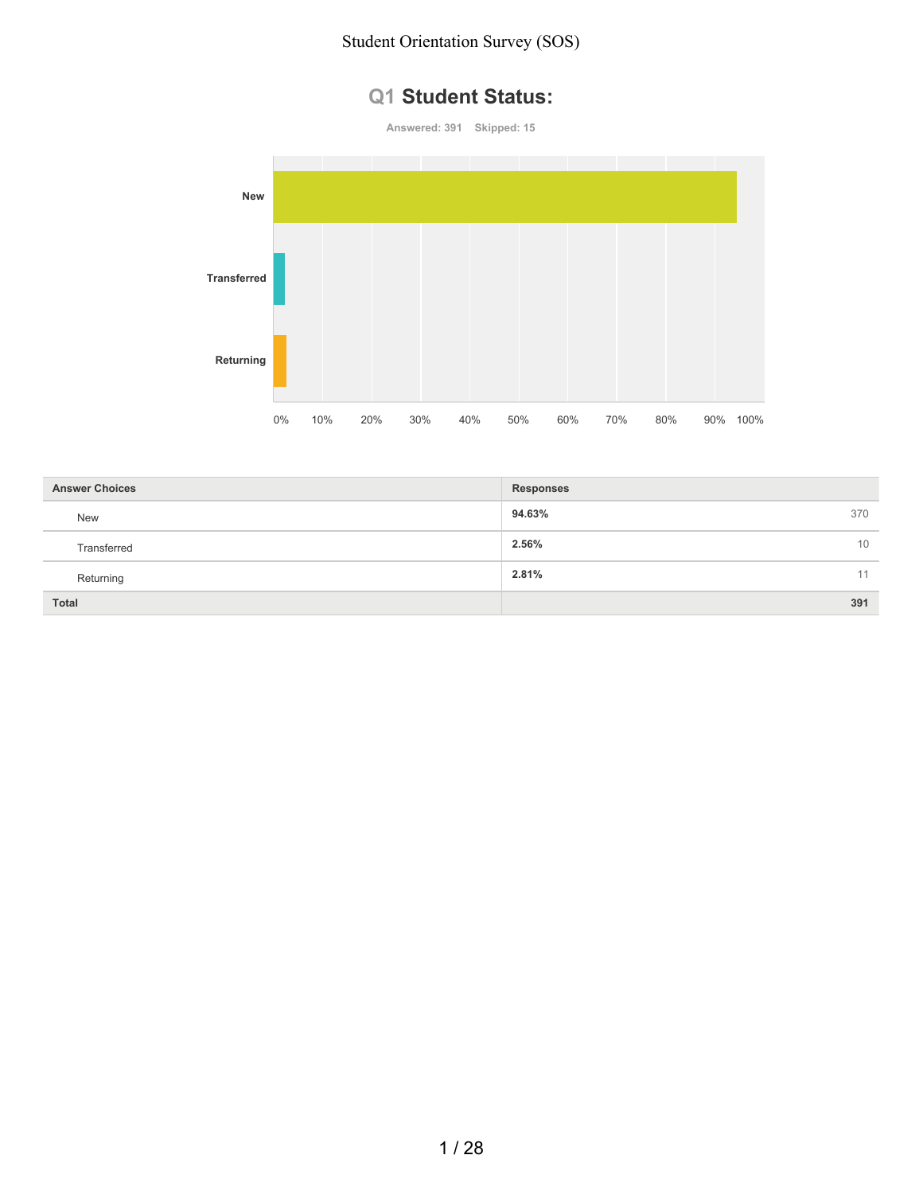# Student Orientation Survey (SOS)

## Q1 Student Status:

Answered: 391 Skipped: 15

| Answer Choices | Responses | |
|---|---|---|
| New | **94.63%** | 370 |
| Transferred | **2.56%** | 10 |
| Returning | **2.81%** | 11 |
| **Total** | | **391** |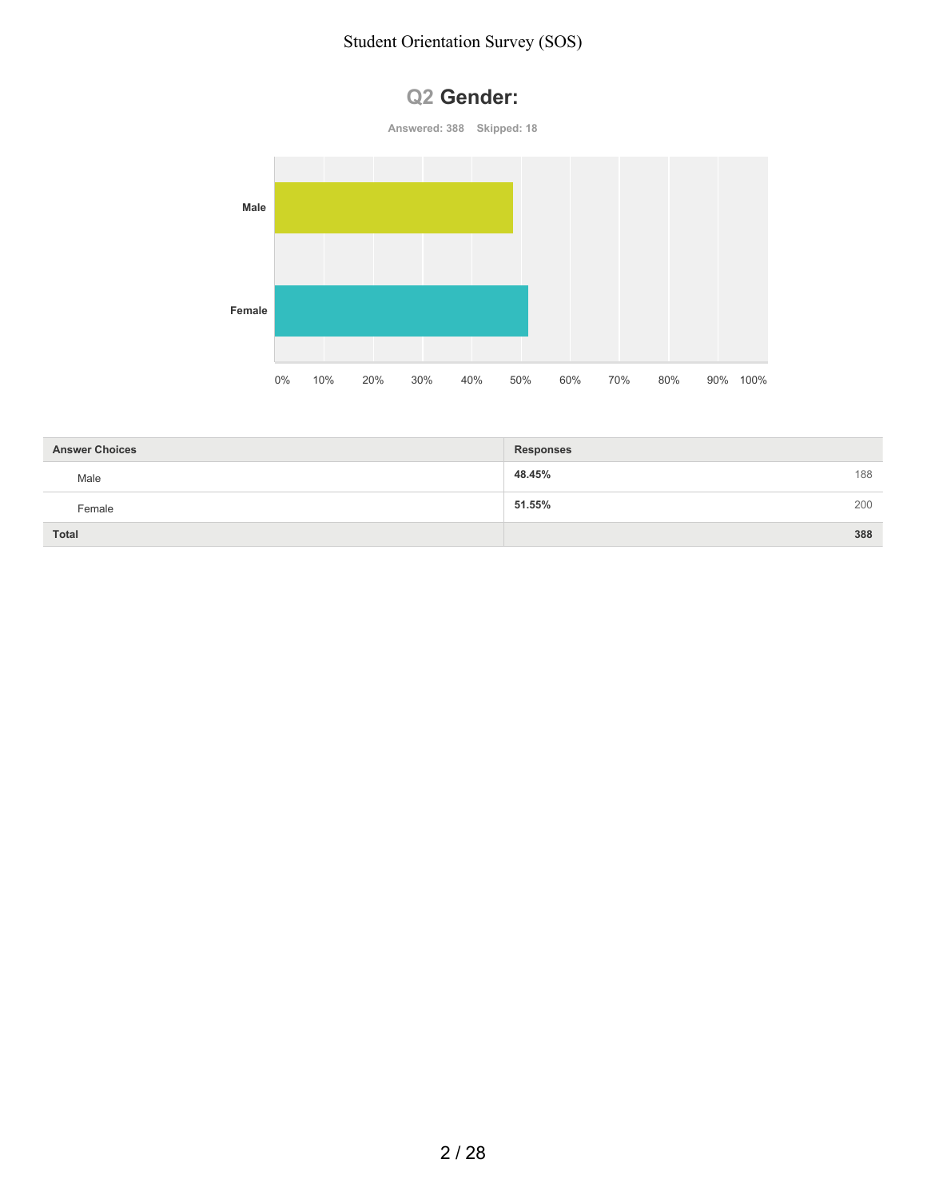# Q2 Gender:

Answered: 388 Skipped: 18

| Answer Choices | Responses | |
|---|---|---|
| Male | 48.45% | 188 |
| Female | 51.55% | 200 |
| Total | | 388 |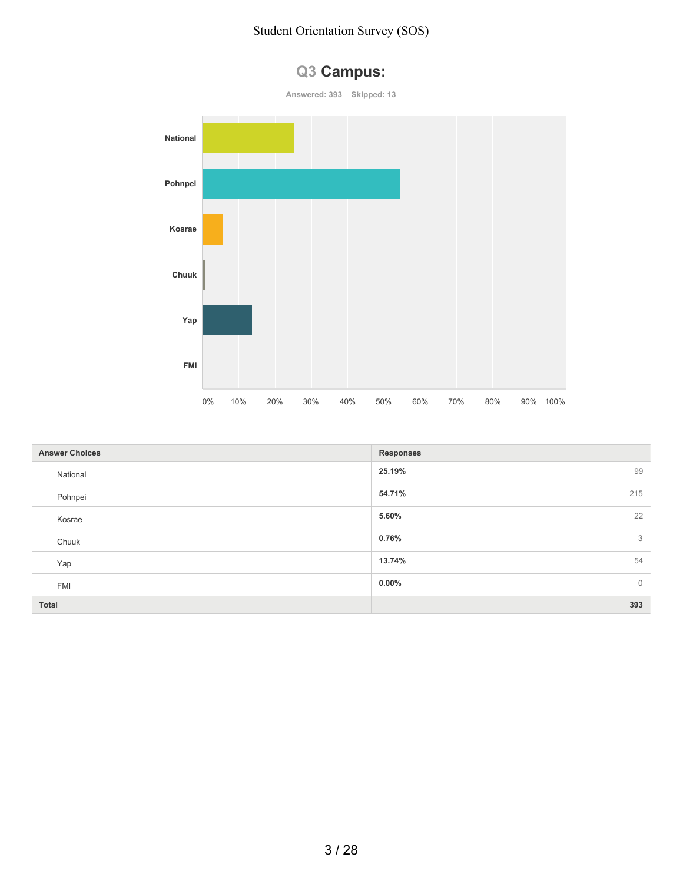## Q3 Campus:

Answered: 393 Skipped: 13

| Answer Choices | Responses | |
|---|---|---|
| National | 25.19% | 99 |
| Pohnpei | 54.71% | 215 |
| Kosrae | 5.60% | 22 |
| Chuuk | 0.76% | 3 |
| Yap | 13.74% | 54 |
| FMI | 0.00% | 0 |
| **Total** | | **393** |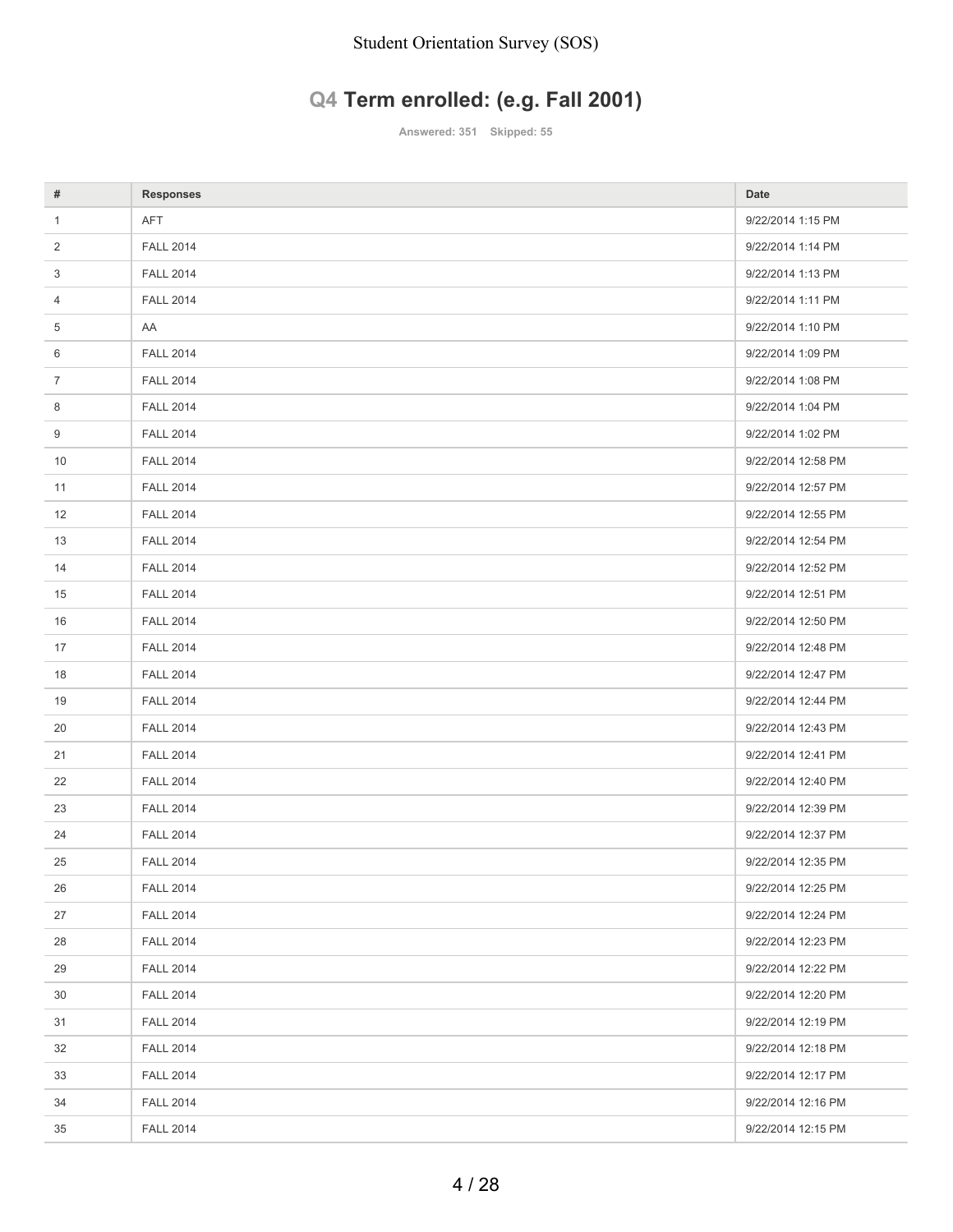## Q4 Term enrolled: (e.g. Fall 2001)

Answered: 351 Skipped: 55

| # | Responses | Date |
|---|---|---|
| 1 | AFT | 9/22/2014 1:15 PM |
| 2 | FALL 2014 | 9/22/2014 1:14 PM |
| 3 | FALL 2014 | 9/22/2014 1:13 PM |
| 4 | FALL 2014 | 9/22/2014 1:11 PM |
| 5 | AA | 9/22/2014 1:10 PM |
| 6 | FALL 2014 | 9/22/2014 1:09 PM |
| 7 | FALL 2014 | 9/22/2014 1:08 PM |
| 8 | FALL 2014 | 9/22/2014 1:04 PM |
| 9 | FALL 2014 | 9/22/2014 1:02 PM |
| 10 | FALL 2014 | 9/22/2014 12:58 PM |
| 11 | FALL 2014 | 9/22/2014 12:57 PM |
| 12 | FALL 2014 | 9/22/2014 12:55 PM |
| 13 | FALL 2014 | 9/22/2014 12:54 PM |
| 14 | FALL 2014 | 9/22/2014 12:52 PM |
| 15 | FALL 2014 | 9/22/2014 12:51 PM |
| 16 | FALL 2014 | 9/22/2014 12:50 PM |
| 17 | FALL 2014 | 9/22/2014 12:48 PM |
| 18 | FALL 2014 | 9/22/2014 12:47 PM |
| 19 | FALL 2014 | 9/22/2014 12:44 PM |
| 20 | FALL 2014 | 9/22/2014 12:43 PM |
| 21 | FALL 2014 | 9/22/2014 12:41 PM |
| 22 | FALL 2014 | 9/22/2014 12:40 PM |
| 23 | FALL 2014 | 9/22/2014 12:39 PM |
| 24 | FALL 2014 | 9/22/2014 12:37 PM |
| 25 | FALL 2014 | 9/22/2014 12:35 PM |
| 26 | FALL 2014 | 9/22/2014 12:25 PM |
| 27 | FALL 2014 | 9/22/2014 12:24 PM |
| 28 | FALL 2014 | 9/22/2014 12:23 PM |
| 29 | FALL 2014 | 9/22/2014 12:22 PM |
| 30 | FALL 2014 | 9/22/2014 12:20 PM |
| 31 | FALL 2014 | 9/22/2014 12:19 PM |
| 32 | FALL 2014 | 9/22/2014 12:18 PM |
| 33 | FALL 2014 | 9/22/2014 12:17 PM |
| 34 | FALL 2014 | 9/22/2014 12:16 PM |
| 35 | FALL 2014 | 9/22/2014 12:15 PM |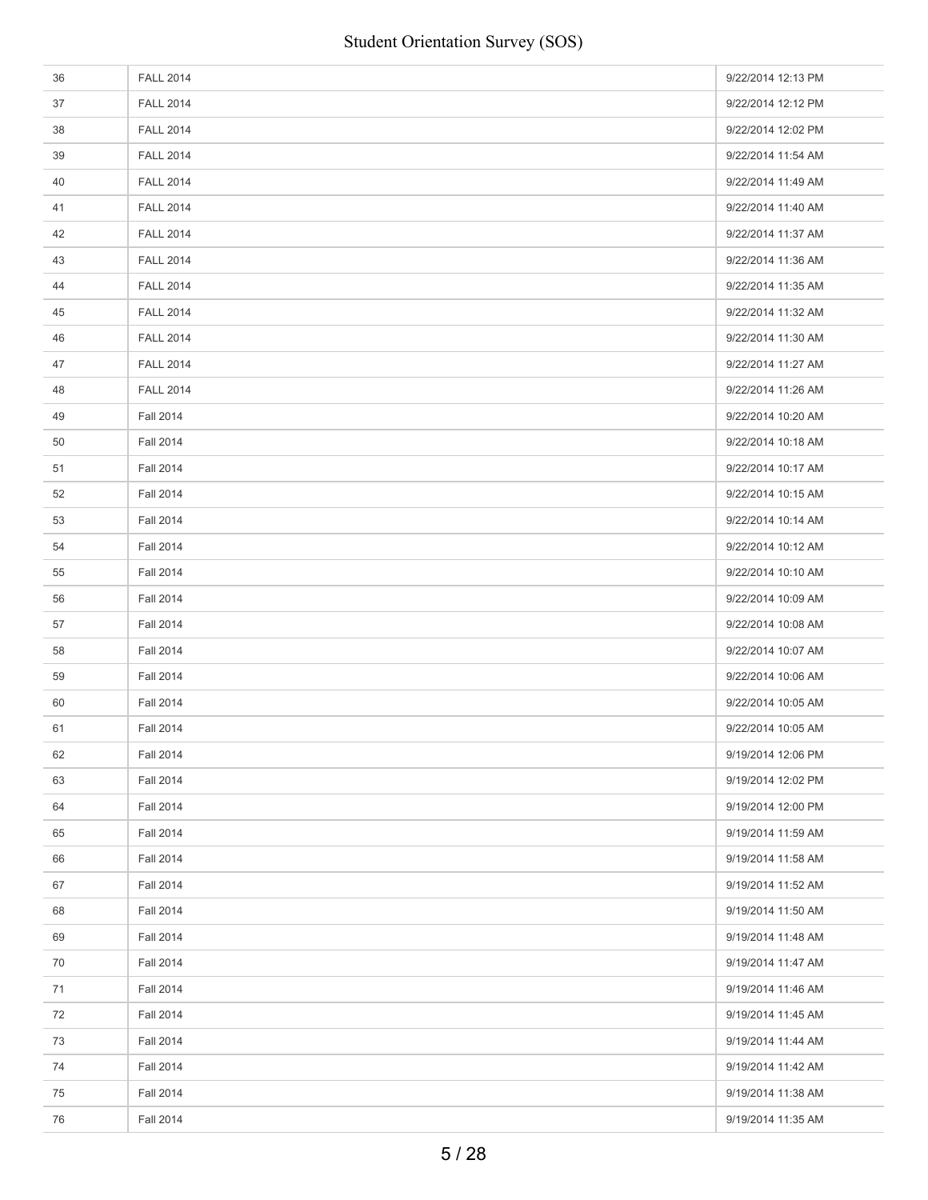| | | |
|---|---|---|
| 36 | FALL 2014 | 9/22/2014 12:13 PM |
| 37 | FALL 2014 | 9/22/2014 12:12 PM |
| 38 | FALL 2014 | 9/22/2014 12:02 PM |
| 39 | FALL 2014 | 9/22/2014 11:54 AM |
| 40 | FALL 2014 | 9/22/2014 11:49 AM |
| 41 | FALL 2014 | 9/22/2014 11:40 AM |
| 42 | FALL 2014 | 9/22/2014 11:37 AM |
| 43 | FALL 2014 | 9/22/2014 11:36 AM |
| 44 | FALL 2014 | 9/22/2014 11:35 AM |
| 45 | FALL 2014 | 9/22/2014 11:32 AM |
| 46 | FALL 2014 | 9/22/2014 11:30 AM |
| 47 | FALL 2014 | 9/22/2014 11:27 AM |
| 48 | FALL 2014 | 9/22/2014 11:26 AM |
| 49 | Fall 2014 | 9/22/2014 10:20 AM |
| 50 | Fall 2014 | 9/22/2014 10:18 AM |
| 51 | Fall 2014 | 9/22/2014 10:17 AM |
| 52 | Fall 2014 | 9/22/2014 10:15 AM |
| 53 | Fall 2014 | 9/22/2014 10:14 AM |
| 54 | Fall 2014 | 9/22/2014 10:12 AM |
| 55 | Fall 2014 | 9/22/2014 10:10 AM |
| 56 | Fall 2014 | 9/22/2014 10:09 AM |
| 57 | Fall 2014 | 9/22/2014 10:08 AM |
| 58 | Fall 2014 | 9/22/2014 10:07 AM |
| 59 | Fall 2014 | 9/22/2014 10:06 AM |
| 60 | Fall 2014 | 9/22/2014 10:05 AM |
| 61 | Fall 2014 | 9/22/2014 10:05 AM |
| 62 | Fall 2014 | 9/19/2014 12:06 PM |
| 63 | Fall 2014 | 9/19/2014 12:02 PM |
| 64 | Fall 2014 | 9/19/2014 12:00 PM |
| 65 | Fall 2014 | 9/19/2014 11:59 AM |
| 66 | Fall 2014 | 9/19/2014 11:58 AM |
| 67 | Fall 2014 | 9/19/2014 11:52 AM |
| 68 | Fall 2014 | 9/19/2014 11:50 AM |
| 69 | Fall 2014 | 9/19/2014 11:48 AM |
| 70 | Fall 2014 | 9/19/2014 11:47 AM |
| 71 | Fall 2014 | 9/19/2014 11:46 AM |
| 72 | Fall 2014 | 9/19/2014 11:45 AM |
| 73 | Fall 2014 | 9/19/2014 11:44 AM |
| 74 | Fall 2014 | 9/19/2014 11:42 AM |
| 75 | Fall 2014 | 9/19/2014 11:38 AM |
| 76 | Fall 2014 | 9/19/2014 11:35 AM |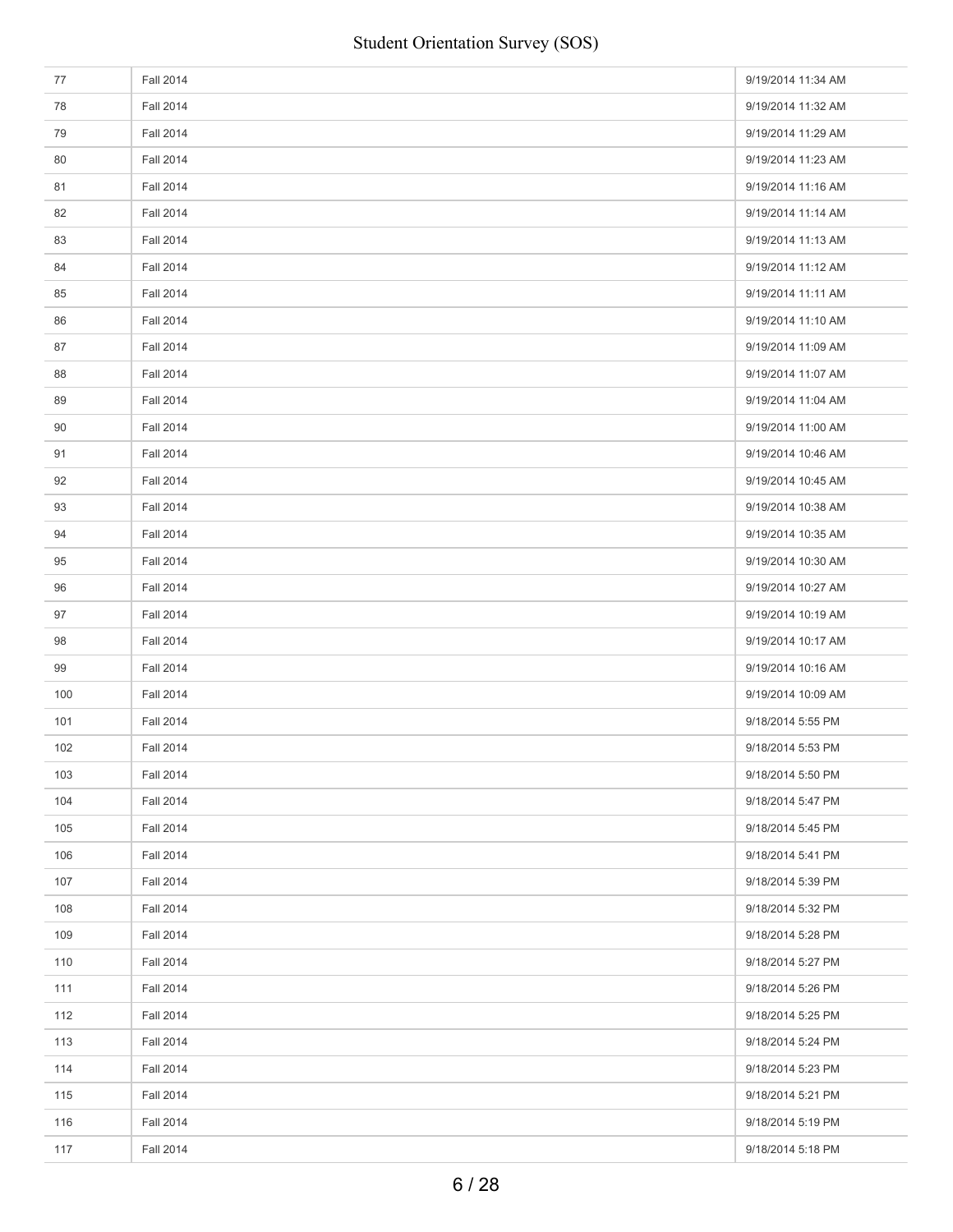| | | |
|---|---|---|
| 77 | Fall 2014 | 9/19/2014 11:34 AM |
| 78 | Fall 2014 | 9/19/2014 11:32 AM |
| 79 | Fall 2014 | 9/19/2014 11:29 AM |
| 80 | Fall 2014 | 9/19/2014 11:23 AM |
| 81 | Fall 2014 | 9/19/2014 11:16 AM |
| 82 | Fall 2014 | 9/19/2014 11:14 AM |
| 83 | Fall 2014 | 9/19/2014 11:13 AM |
| 84 | Fall 2014 | 9/19/2014 11:12 AM |
| 85 | Fall 2014 | 9/19/2014 11:11 AM |
| 86 | Fall 2014 | 9/19/2014 11:10 AM |
| 87 | Fall 2014 | 9/19/2014 11:09 AM |
| 88 | Fall 2014 | 9/19/2014 11:07 AM |
| 89 | Fall 2014 | 9/19/2014 11:04 AM |
| 90 | Fall 2014 | 9/19/2014 11:00 AM |
| 91 | Fall 2014 | 9/19/2014 10:46 AM |
| 92 | Fall 2014 | 9/19/2014 10:45 AM |
| 93 | Fall 2014 | 9/19/2014 10:38 AM |
| 94 | Fall 2014 | 9/19/2014 10:35 AM |
| 95 | Fall 2014 | 9/19/2014 10:30 AM |
| 96 | Fall 2014 | 9/19/2014 10:27 AM |
| 97 | Fall 2014 | 9/19/2014 10:19 AM |
| 98 | Fall 2014 | 9/19/2014 10:17 AM |
| 99 | Fall 2014 | 9/19/2014 10:16 AM |
| 100 | Fall 2014 | 9/19/2014 10:09 AM |
| 101 | Fall 2014 | 9/18/2014 5:55 PM |
| 102 | Fall 2014 | 9/18/2014 5:53 PM |
| 103 | Fall 2014 | 9/18/2014 5:50 PM |
| 104 | Fall 2014 | 9/18/2014 5:47 PM |
| 105 | Fall 2014 | 9/18/2014 5:45 PM |
| 106 | Fall 2014 | 9/18/2014 5:41 PM |
| 107 | Fall 2014 | 9/18/2014 5:39 PM |
| 108 | Fall 2014 | 9/18/2014 5:32 PM |
| 109 | Fall 2014 | 9/18/2014 5:28 PM |
| 110 | Fall 2014 | 9/18/2014 5:27 PM |
| 111 | Fall 2014 | 9/18/2014 5:26 PM |
| 112 | Fall 2014 | 9/18/2014 5:25 PM |
| 113 | Fall 2014 | 9/18/2014 5:24 PM |
| 114 | Fall 2014 | 9/18/2014 5:23 PM |
| 115 | Fall 2014 | 9/18/2014 5:21 PM |
| 116 | Fall 2014 | 9/18/2014 5:19 PM |
| 117 | Fall 2014 | 9/18/2014 5:18 PM |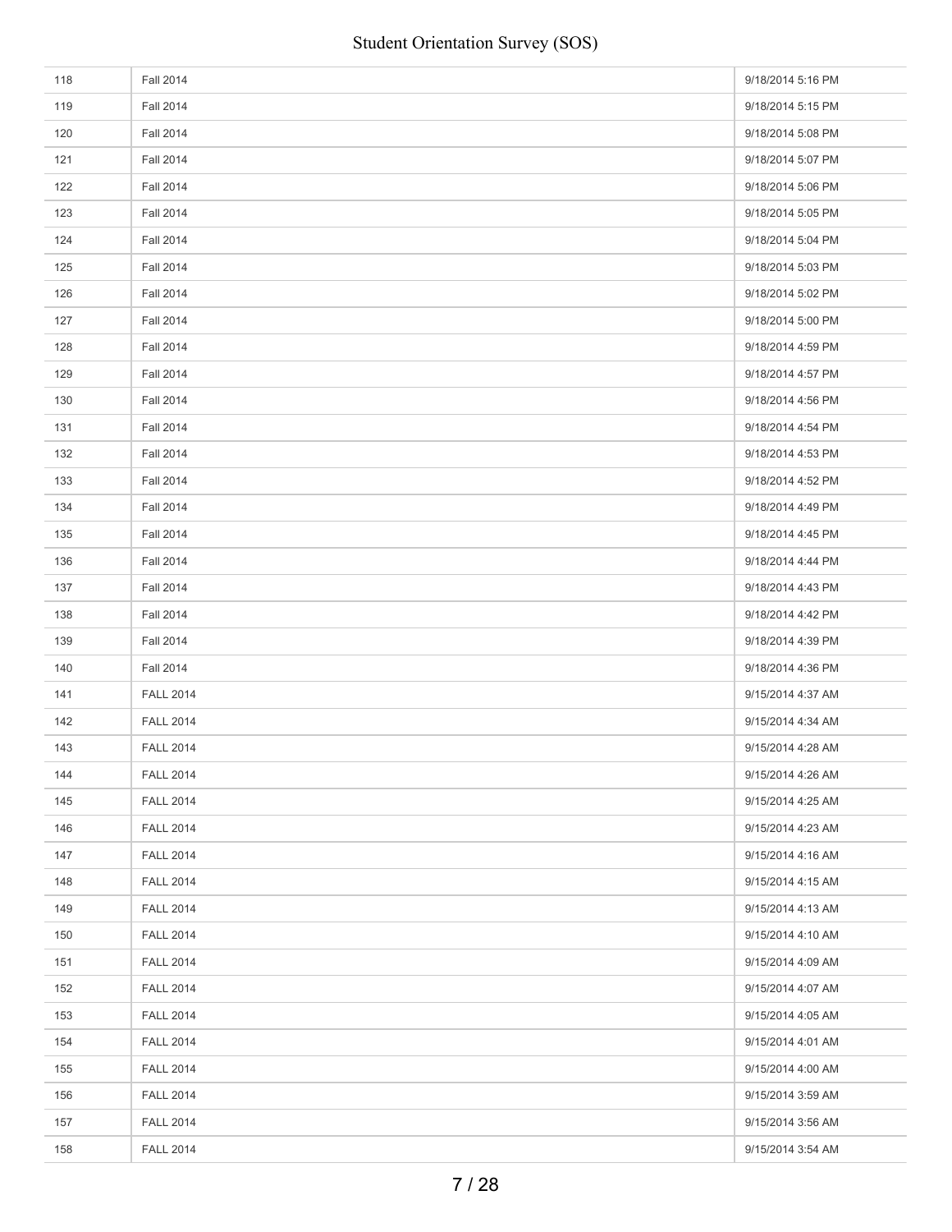| | | |
|---|---|---|
| 118 | Fall 2014 | 9/18/2014 5:16 PM |
| 119 | Fall 2014 | 9/18/2014 5:15 PM |
| 120 | Fall 2014 | 9/18/2014 5:08 PM |
| 121 | Fall 2014 | 9/18/2014 5:07 PM |
| 122 | Fall 2014 | 9/18/2014 5:06 PM |
| 123 | Fall 2014 | 9/18/2014 5:05 PM |
| 124 | Fall 2014 | 9/18/2014 5:04 PM |
| 125 | Fall 2014 | 9/18/2014 5:03 PM |
| 126 | Fall 2014 | 9/18/2014 5:02 PM |
| 127 | Fall 2014 | 9/18/2014 5:00 PM |
| 128 | Fall 2014 | 9/18/2014 4:59 PM |
| 129 | Fall 2014 | 9/18/2014 4:57 PM |
| 130 | Fall 2014 | 9/18/2014 4:56 PM |
| 131 | Fall 2014 | 9/18/2014 4:54 PM |
| 132 | Fall 2014 | 9/18/2014 4:53 PM |
| 133 | Fall 2014 | 9/18/2014 4:52 PM |
| 134 | Fall 2014 | 9/18/2014 4:49 PM |
| 135 | Fall 2014 | 9/18/2014 4:45 PM |
| 136 | Fall 2014 | 9/18/2014 4:44 PM |
| 137 | Fall 2014 | 9/18/2014 4:43 PM |
| 138 | Fall 2014 | 9/18/2014 4:42 PM |
| 139 | Fall 2014 | 9/18/2014 4:39 PM |
| 140 | Fall 2014 | 9/18/2014 4:36 PM |
| 141 | FALL 2014 | 9/15/2014 4:37 AM |
| 142 | FALL 2014 | 9/15/2014 4:34 AM |
| 143 | FALL 2014 | 9/15/2014 4:28 AM |
| 144 | FALL 2014 | 9/15/2014 4:26 AM |
| 145 | FALL 2014 | 9/15/2014 4:25 AM |
| 146 | FALL 2014 | 9/15/2014 4:23 AM |
| 147 | FALL 2014 | 9/15/2014 4:16 AM |
| 148 | FALL 2014 | 9/15/2014 4:15 AM |
| 149 | FALL 2014 | 9/15/2014 4:13 AM |
| 150 | FALL 2014 | 9/15/2014 4:10 AM |
| 151 | FALL 2014 | 9/15/2014 4:09 AM |
| 152 | FALL 2014 | 9/15/2014 4:07 AM |
| 153 | FALL 2014 | 9/15/2014 4:05 AM |
| 154 | FALL 2014 | 9/15/2014 4:01 AM |
| 155 | FALL 2014 | 9/15/2014 4:00 AM |
| 156 | FALL 2014 | 9/15/2014 3:59 AM |
| 157 | FALL 2014 | 9/15/2014 3:56 AM |
| 158 | FALL 2014 | 9/15/2014 3:54 AM |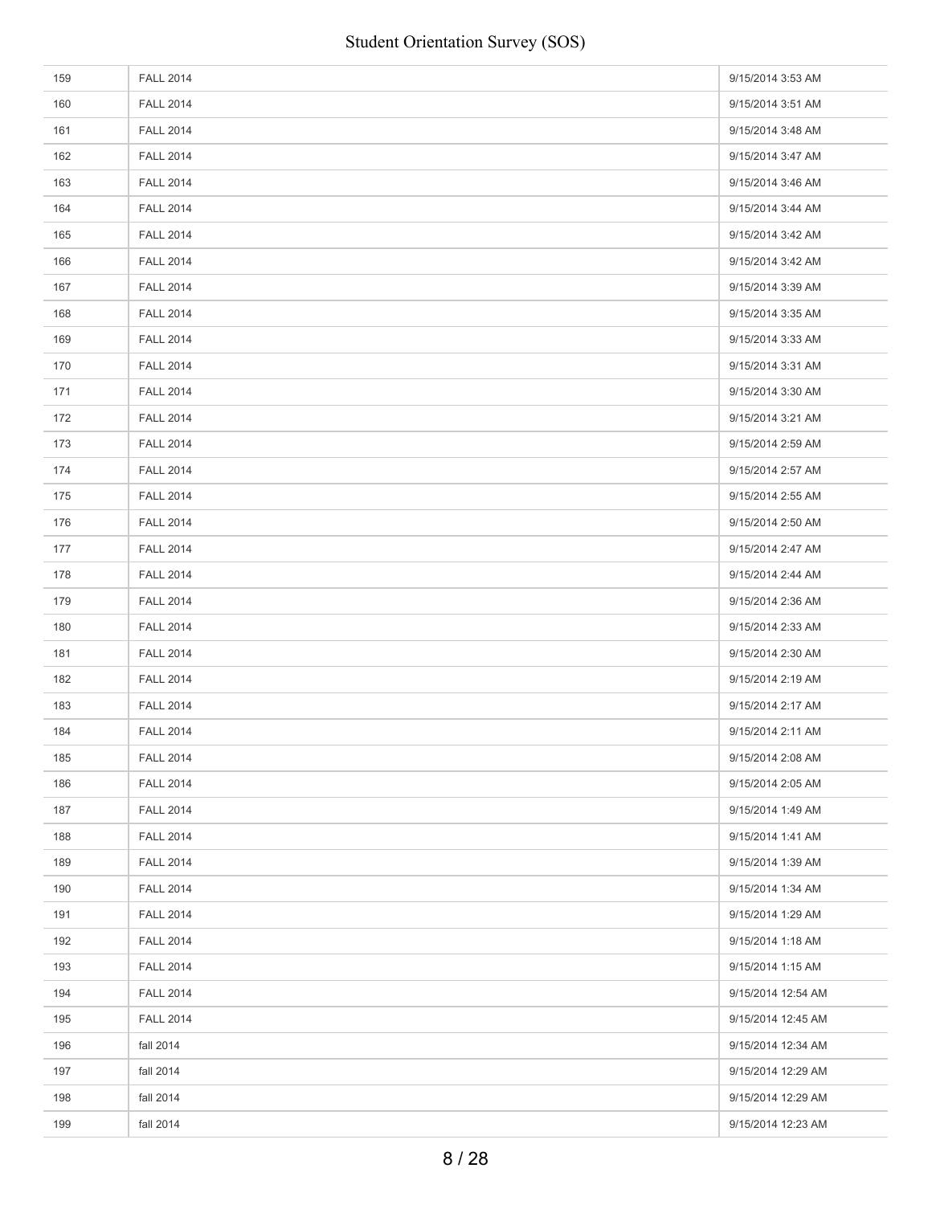| | | |
|---|---|---|
| 159 | FALL 2014 | 9/15/2014 3:53 AM |
| 160 | FALL 2014 | 9/15/2014 3:51 AM |
| 161 | FALL 2014 | 9/15/2014 3:48 AM |
| 162 | FALL 2014 | 9/15/2014 3:47 AM |
| 163 | FALL 2014 | 9/15/2014 3:46 AM |
| 164 | FALL 2014 | 9/15/2014 3:44 AM |
| 165 | FALL 2014 | 9/15/2014 3:42 AM |
| 166 | FALL 2014 | 9/15/2014 3:42 AM |
| 167 | FALL 2014 | 9/15/2014 3:39 AM |
| 168 | FALL 2014 | 9/15/2014 3:35 AM |
| 169 | FALL 2014 | 9/15/2014 3:33 AM |
| 170 | FALL 2014 | 9/15/2014 3:31 AM |
| 171 | FALL 2014 | 9/15/2014 3:30 AM |
| 172 | FALL 2014 | 9/15/2014 3:21 AM |
| 173 | FALL 2014 | 9/15/2014 2:59 AM |
| 174 | FALL 2014 | 9/15/2014 2:57 AM |
| 175 | FALL 2014 | 9/15/2014 2:55 AM |
| 176 | FALL 2014 | 9/15/2014 2:50 AM |
| 177 | FALL 2014 | 9/15/2014 2:47 AM |
| 178 | FALL 2014 | 9/15/2014 2:44 AM |
| 179 | FALL 2014 | 9/15/2014 2:36 AM |
| 180 | FALL 2014 | 9/15/2014 2:33 AM |
| 181 | FALL 2014 | 9/15/2014 2:30 AM |
| 182 | FALL 2014 | 9/15/2014 2:19 AM |
| 183 | FALL 2014 | 9/15/2014 2:17 AM |
| 184 | FALL 2014 | 9/15/2014 2:11 AM |
| 185 | FALL 2014 | 9/15/2014 2:08 AM |
| 186 | FALL 2014 | 9/15/2014 2:05 AM |
| 187 | FALL 2014 | 9/15/2014 1:49 AM |
| 188 | FALL 2014 | 9/15/2014 1:41 AM |
| 189 | FALL 2014 | 9/15/2014 1:39 AM |
| 190 | FALL 2014 | 9/15/2014 1:34 AM |
| 191 | FALL 2014 | 9/15/2014 1:29 AM |
| 192 | FALL 2014 | 9/15/2014 1:18 AM |
| 193 | FALL 2014 | 9/15/2014 1:15 AM |
| 194 | FALL 2014 | 9/15/2014 12:54 AM |
| 195 | FALL 2014 | 9/15/2014 12:45 AM |
| 196 | fall 2014 | 9/15/2014 12:34 AM |
| 197 | fall 2014 | 9/15/2014 12:29 AM |
| 198 | fall 2014 | 9/15/2014 12:29 AM |
| 199 | fall 2014 | 9/15/2014 12:23 AM |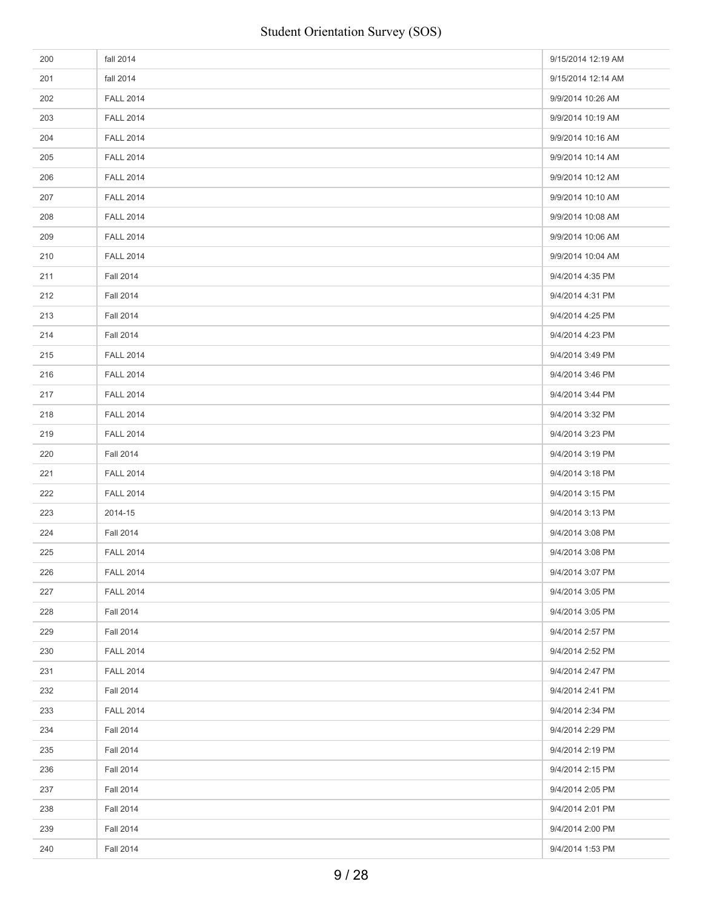| | | |
|---|---|---|
| 200 | fall 2014 | 9/15/2014 12:19 AM |
| 201 | fall 2014 | 9/15/2014 12:14 AM |
| 202 | FALL 2014 | 9/9/2014 10:26 AM |
| 203 | FALL 2014 | 9/9/2014 10:19 AM |
| 204 | FALL 2014 | 9/9/2014 10:16 AM |
| 205 | FALL 2014 | 9/9/2014 10:14 AM |
| 206 | FALL 2014 | 9/9/2014 10:12 AM |
| 207 | FALL 2014 | 9/9/2014 10:10 AM |
| 208 | FALL 2014 | 9/9/2014 10:08 AM |
| 209 | FALL 2014 | 9/9/2014 10:06 AM |
| 210 | FALL 2014 | 9/9/2014 10:04 AM |
| 211 | Fall 2014 | 9/4/2014 4:35 PM |
| 212 | Fall 2014 | 9/4/2014 4:31 PM |
| 213 | Fall 2014 | 9/4/2014 4:25 PM |
| 214 | Fall 2014 | 9/4/2014 4:23 PM |
| 215 | FALL 2014 | 9/4/2014 3:49 PM |
| 216 | FALL 2014 | 9/4/2014 3:46 PM |
| 217 | FALL 2014 | 9/4/2014 3:44 PM |
| 218 | FALL 2014 | 9/4/2014 3:32 PM |
| 219 | FALL 2014 | 9/4/2014 3:23 PM |
| 220 | Fall 2014 | 9/4/2014 3:19 PM |
| 221 | FALL 2014 | 9/4/2014 3:18 PM |
| 222 | FALL 2014 | 9/4/2014 3:15 PM |
| 223 | 2014-15 | 9/4/2014 3:13 PM |
| 224 | Fall 2014 | 9/4/2014 3:08 PM |
| 225 | FALL 2014 | 9/4/2014 3:08 PM |
| 226 | FALL 2014 | 9/4/2014 3:07 PM |
| 227 | FALL 2014 | 9/4/2014 3:05 PM |
| 228 | Fall 2014 | 9/4/2014 3:05 PM |
| 229 | Fall 2014 | 9/4/2014 2:57 PM |
| 230 | FALL 2014 | 9/4/2014 2:52 PM |
| 231 | FALL 2014 | 9/4/2014 2:47 PM |
| 232 | Fall 2014 | 9/4/2014 2:41 PM |
| 233 | FALL 2014 | 9/4/2014 2:34 PM |
| 234 | Fall 2014 | 9/4/2014 2:29 PM |
| 235 | Fall 2014 | 9/4/2014 2:19 PM |
| 236 | Fall 2014 | 9/4/2014 2:15 PM |
| 237 | Fall 2014 | 9/4/2014 2:05 PM |
| 238 | Fall 2014 | 9/4/2014 2:01 PM |
| 239 | Fall 2014 | 9/4/2014 2:00 PM |
| 240 | Fall 2014 | 9/4/2014 1:53 PM |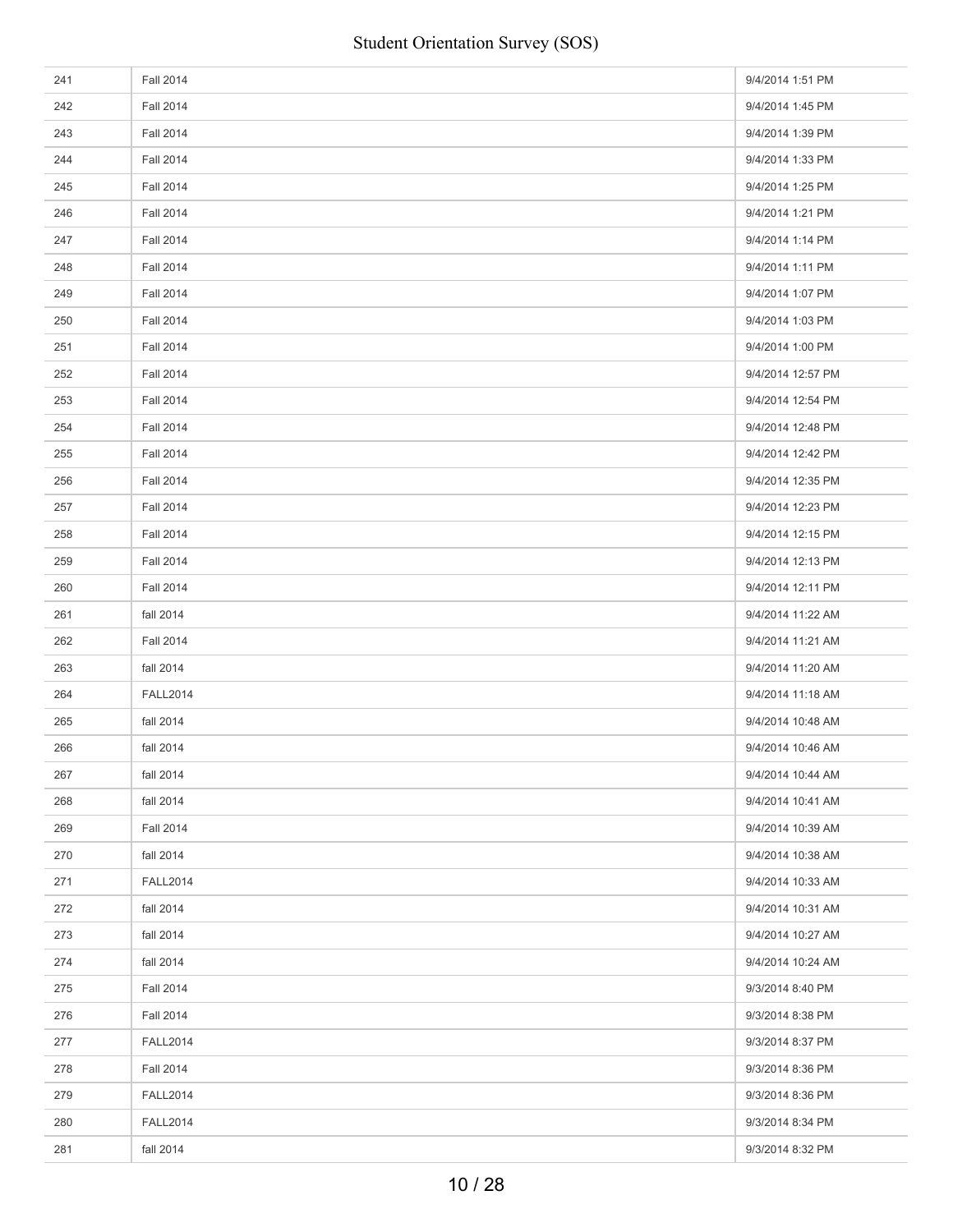| 241 | Fall 2014 | 9/4/2014 1:51 PM |
|---|---|---|
| 242 | Fall 2014 | 9/4/2014 1:45 PM |
| 243 | Fall 2014 | 9/4/2014 1:39 PM |
| 244 | Fall 2014 | 9/4/2014 1:33 PM |
| 245 | Fall 2014 | 9/4/2014 1:25 PM |
| 246 | Fall 2014 | 9/4/2014 1:21 PM |
| 247 | Fall 2014 | 9/4/2014 1:14 PM |
| 248 | Fall 2014 | 9/4/2014 1:11 PM |
| 249 | Fall 2014 | 9/4/2014 1:07 PM |
| 250 | Fall 2014 | 9/4/2014 1:03 PM |
| 251 | Fall 2014 | 9/4/2014 1:00 PM |
| 252 | Fall 2014 | 9/4/2014 12:57 PM |
| 253 | Fall 2014 | 9/4/2014 12:54 PM |
| 254 | Fall 2014 | 9/4/2014 12:48 PM |
| 255 | Fall 2014 | 9/4/2014 12:42 PM |
| 256 | Fall 2014 | 9/4/2014 12:35 PM |
| 257 | Fall 2014 | 9/4/2014 12:23 PM |
| 258 | Fall 2014 | 9/4/2014 12:15 PM |
| 259 | Fall 2014 | 9/4/2014 12:13 PM |
| 260 | Fall 2014 | 9/4/2014 12:11 PM |
| 261 | fall 2014 | 9/4/2014 11:22 AM |
| 262 | Fall 2014 | 9/4/2014 11:21 AM |
| 263 | fall 2014 | 9/4/2014 11:20 AM |
| 264 | FALL2014 | 9/4/2014 11:18 AM |
| 265 | fall 2014 | 9/4/2014 10:48 AM |
| 266 | fall 2014 | 9/4/2014 10:46 AM |
| 267 | fall 2014 | 9/4/2014 10:44 AM |
| 268 | fall 2014 | 9/4/2014 10:41 AM |
| 269 | Fall 2014 | 9/4/2014 10:39 AM |
| 270 | fall 2014 | 9/4/2014 10:38 AM |
| 271 | FALL2014 | 9/4/2014 10:33 AM |
| 272 | fall 2014 | 9/4/2014 10:31 AM |
| 273 | fall 2014 | 9/4/2014 10:27 AM |
| 274 | fall 2014 | 9/4/2014 10:24 AM |
| 275 | Fall 2014 | 9/3/2014 8:40 PM |
| 276 | Fall 2014 | 9/3/2014 8:38 PM |
| 277 | FALL2014 | 9/3/2014 8:37 PM |
| 278 | Fall 2014 | 9/3/2014 8:36 PM |
| 279 | FALL2014 | 9/3/2014 8:36 PM |
| 280 | FALL2014 | 9/3/2014 8:34 PM |
| 281 | fall 2014 | 9/3/2014 8:32 PM |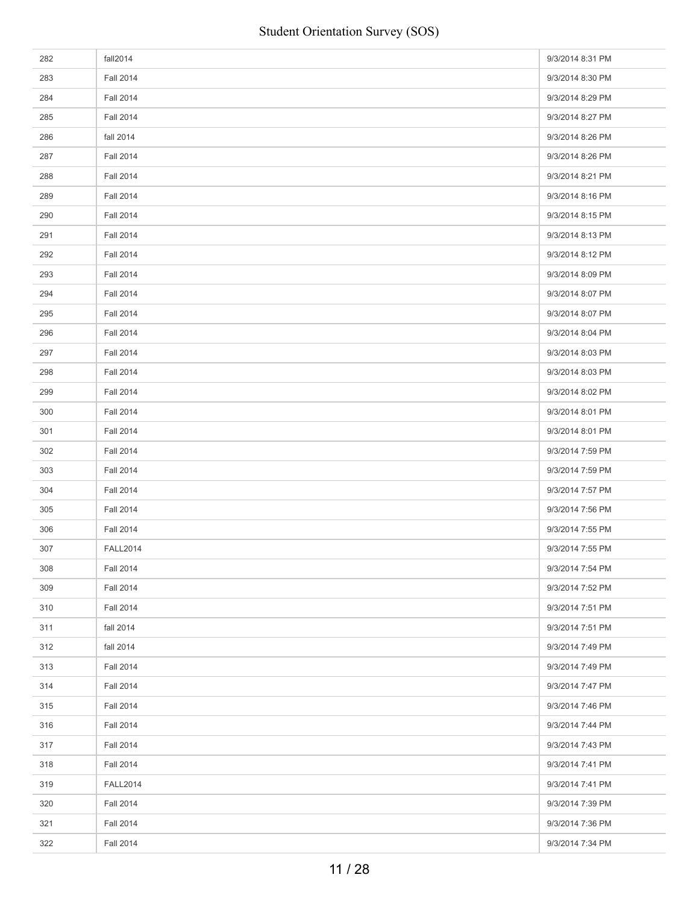| | | |
|---|---|---|
| 282 | fall2014 | 9/3/2014 8:31 PM |
| 283 | Fall 2014 | 9/3/2014 8:30 PM |
| 284 | Fall 2014 | 9/3/2014 8:29 PM |
| 285 | Fall 2014 | 9/3/2014 8:27 PM |
| 286 | fall 2014 | 9/3/2014 8:26 PM |
| 287 | Fall 2014 | 9/3/2014 8:26 PM |
| 288 | Fall 2014 | 9/3/2014 8:21 PM |
| 289 | Fall 2014 | 9/3/2014 8:16 PM |
| 290 | Fall 2014 | 9/3/2014 8:15 PM |
| 291 | Fall 2014 | 9/3/2014 8:13 PM |
| 292 | Fall 2014 | 9/3/2014 8:12 PM |
| 293 | Fall 2014 | 9/3/2014 8:09 PM |
| 294 | Fall 2014 | 9/3/2014 8:07 PM |
| 295 | Fall 2014 | 9/3/2014 8:07 PM |
| 296 | Fall 2014 | 9/3/2014 8:04 PM |
| 297 | Fall 2014 | 9/3/2014 8:03 PM |
| 298 | Fall 2014 | 9/3/2014 8:03 PM |
| 299 | Fall 2014 | 9/3/2014 8:02 PM |
| 300 | Fall 2014 | 9/3/2014 8:01 PM |
| 301 | Fall 2014 | 9/3/2014 8:01 PM |
| 302 | Fall 2014 | 9/3/2014 7:59 PM |
| 303 | Fall 2014 | 9/3/2014 7:59 PM |
| 304 | Fall 2014 | 9/3/2014 7:57 PM |
| 305 | Fall 2014 | 9/3/2014 7:56 PM |
| 306 | Fall 2014 | 9/3/2014 7:55 PM |
| 307 | FALL2014 | 9/3/2014 7:55 PM |
| 308 | Fall 2014 | 9/3/2014 7:54 PM |
| 309 | Fall 2014 | 9/3/2014 7:52 PM |
| 310 | Fall 2014 | 9/3/2014 7:51 PM |
| 311 | fall 2014 | 9/3/2014 7:51 PM |
| 312 | fall 2014 | 9/3/2014 7:49 PM |
| 313 | Fall 2014 | 9/3/2014 7:49 PM |
| 314 | Fall 2014 | 9/3/2014 7:47 PM |
| 315 | Fall 2014 | 9/3/2014 7:46 PM |
| 316 | Fall 2014 | 9/3/2014 7:44 PM |
| 317 | Fall 2014 | 9/3/2014 7:43 PM |
| 318 | Fall 2014 | 9/3/2014 7:41 PM |
| 319 | FALL2014 | 9/3/2014 7:41 PM |
| 320 | Fall 2014 | 9/3/2014 7:39 PM |
| 321 | Fall 2014 | 9/3/2014 7:36 PM |
| 322 | Fall 2014 | 9/3/2014 7:34 PM |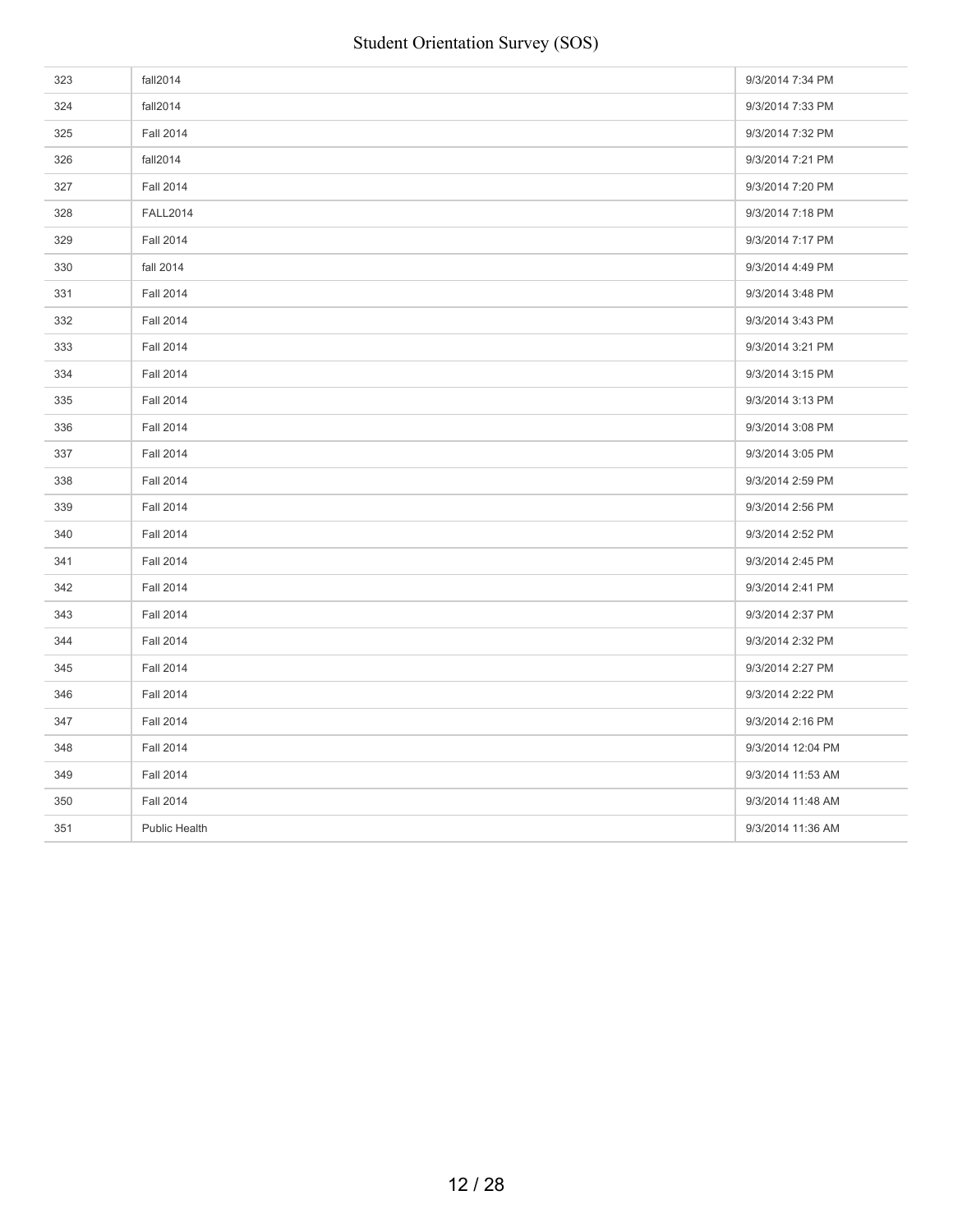| | | |
|---|---|---|
| 323 | fall2014 | 9/3/2014 7:34 PM |
| 324 | fall2014 | 9/3/2014 7:33 PM |
| 325 | Fall 2014 | 9/3/2014 7:32 PM |
| 326 | fall2014 | 9/3/2014 7:21 PM |
| 327 | Fall 2014 | 9/3/2014 7:20 PM |
| 328 | FALL2014 | 9/3/2014 7:18 PM |
| 329 | Fall 2014 | 9/3/2014 7:17 PM |
| 330 | fall 2014 | 9/3/2014 4:49 PM |
| 331 | Fall 2014 | 9/3/2014 3:48 PM |
| 332 | Fall 2014 | 9/3/2014 3:43 PM |
| 333 | Fall 2014 | 9/3/2014 3:21 PM |
| 334 | Fall 2014 | 9/3/2014 3:15 PM |
| 335 | Fall 2014 | 9/3/2014 3:13 PM |
| 336 | Fall 2014 | 9/3/2014 3:08 PM |
| 337 | Fall 2014 | 9/3/2014 3:05 PM |
| 338 | Fall 2014 | 9/3/2014 2:59 PM |
| 339 | Fall 2014 | 9/3/2014 2:56 PM |
| 340 | Fall 2014 | 9/3/2014 2:52 PM |
| 341 | Fall 2014 | 9/3/2014 2:45 PM |
| 342 | Fall 2014 | 9/3/2014 2:41 PM |
| 343 | Fall 2014 | 9/3/2014 2:37 PM |
| 344 | Fall 2014 | 9/3/2014 2:32 PM |
| 345 | Fall 2014 | 9/3/2014 2:27 PM |
| 346 | Fall 2014 | 9/3/2014 2:22 PM |
| 347 | Fall 2014 | 9/3/2014 2:16 PM |
| 348 | Fall 2014 | 9/3/2014 12:04 PM |
| 349 | Fall 2014 | 9/3/2014 11:53 AM |
| 350 | Fall 2014 | 9/3/2014 11:48 AM |
| 351 | Public Health | 9/3/2014 11:36 AM |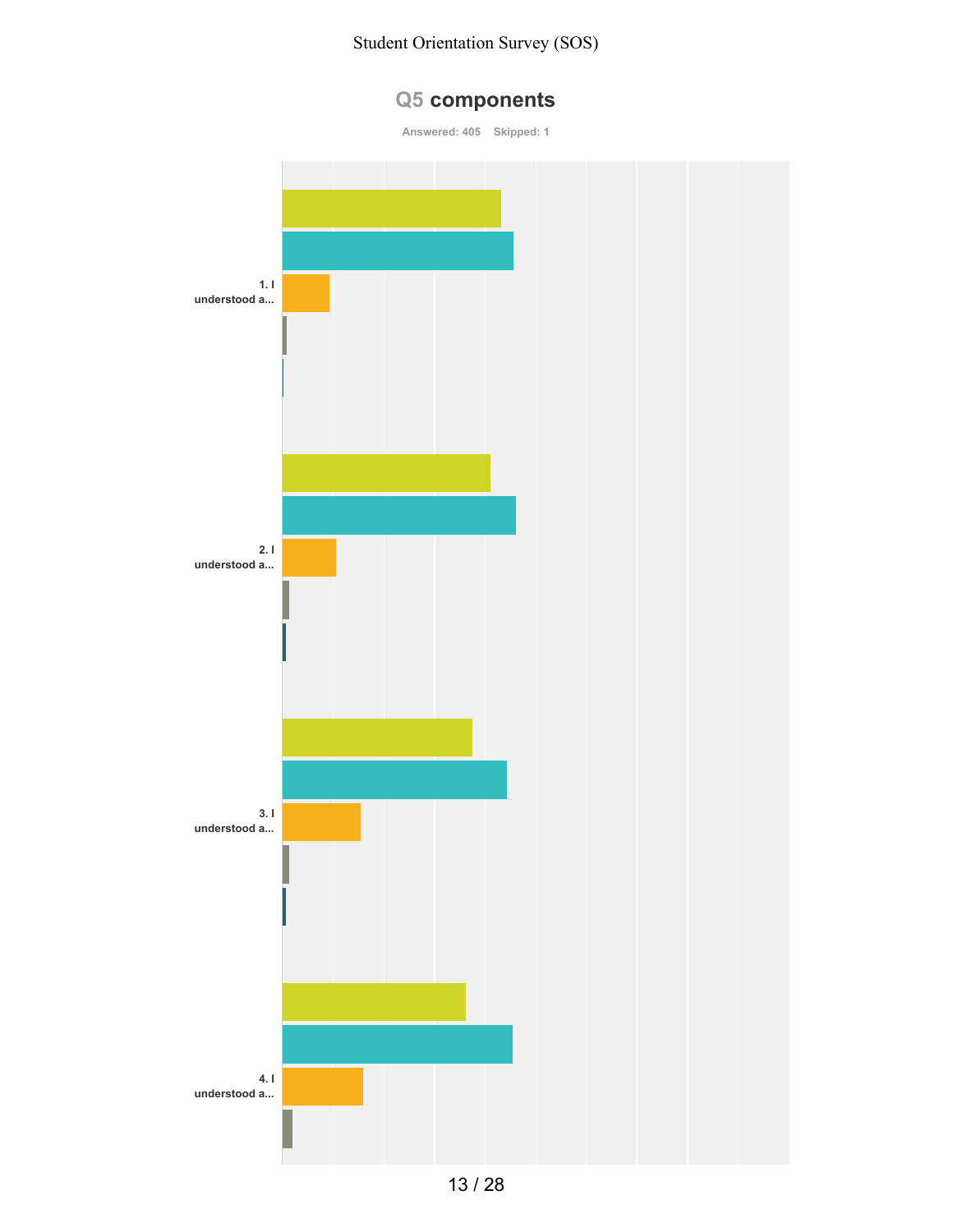## Q5 components

Answered: 405 Skipped: 1

1. I understood a...

2. I understood a...

3. I understood a...

4. I understood a...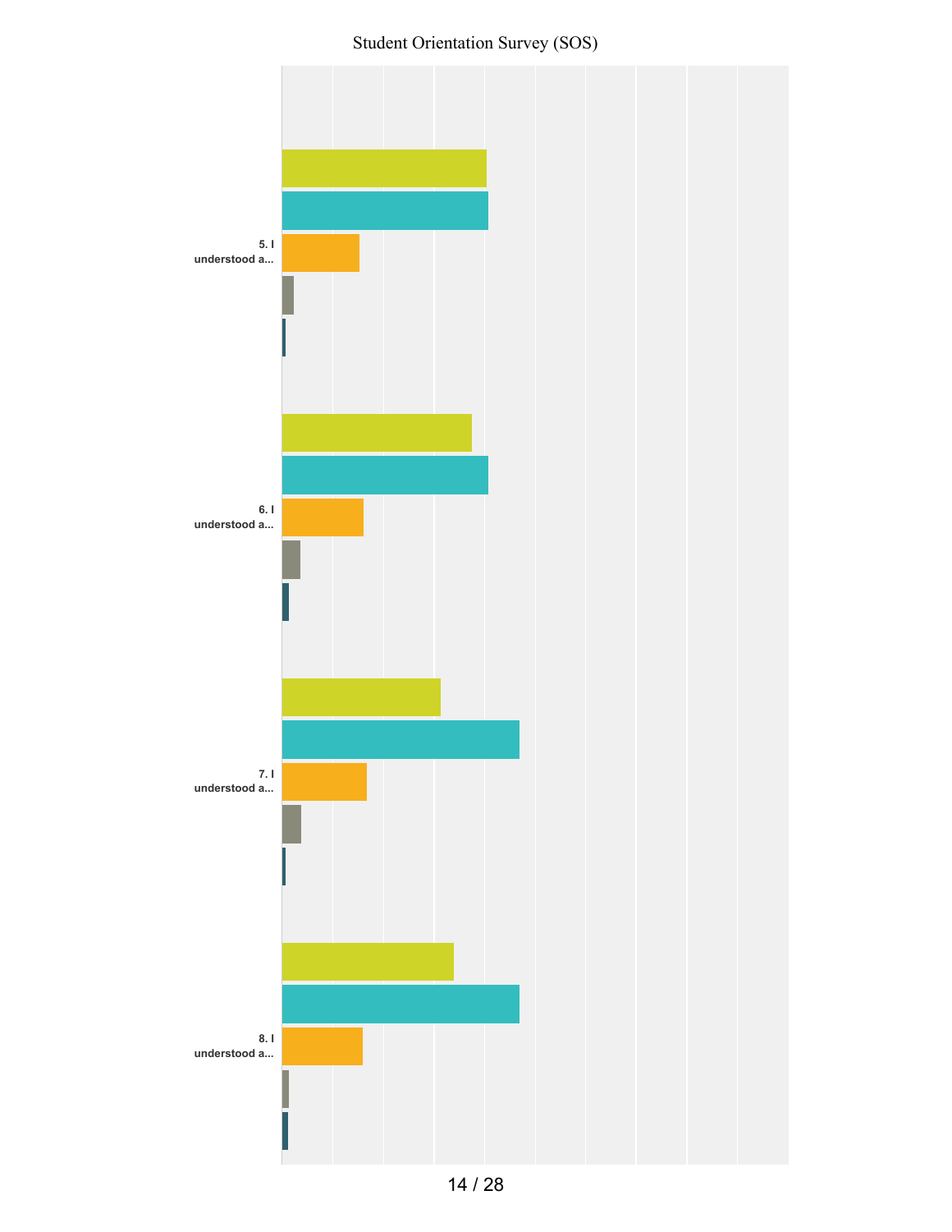Student Orientation Survey (SOS)

5. I understood a...

6. I understood a...

7. I understood a...

8. I understood a...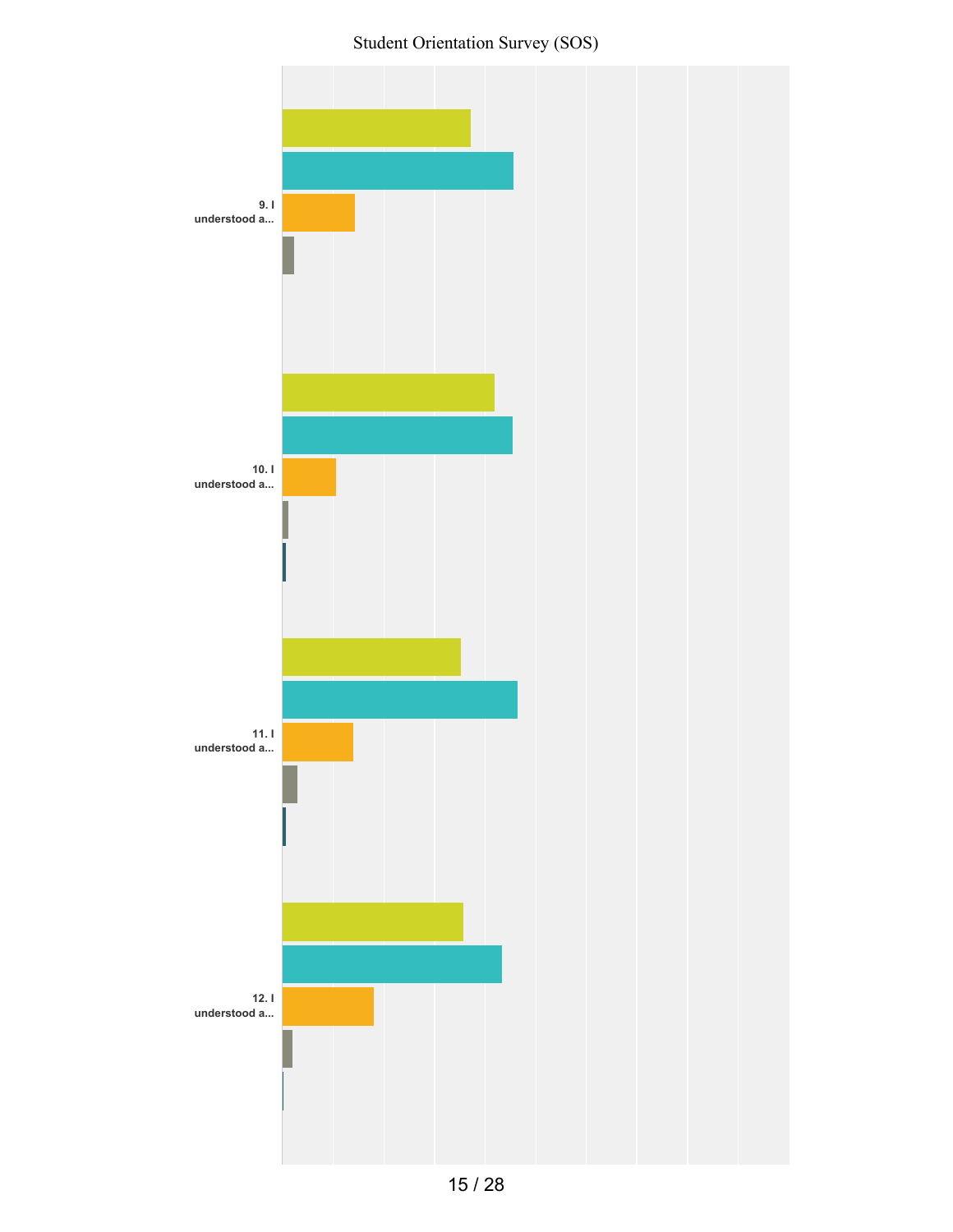Student Orientation Survey (SOS)

9. I understood a...

10. I understood a...

11. I understood a...

12. I understood a...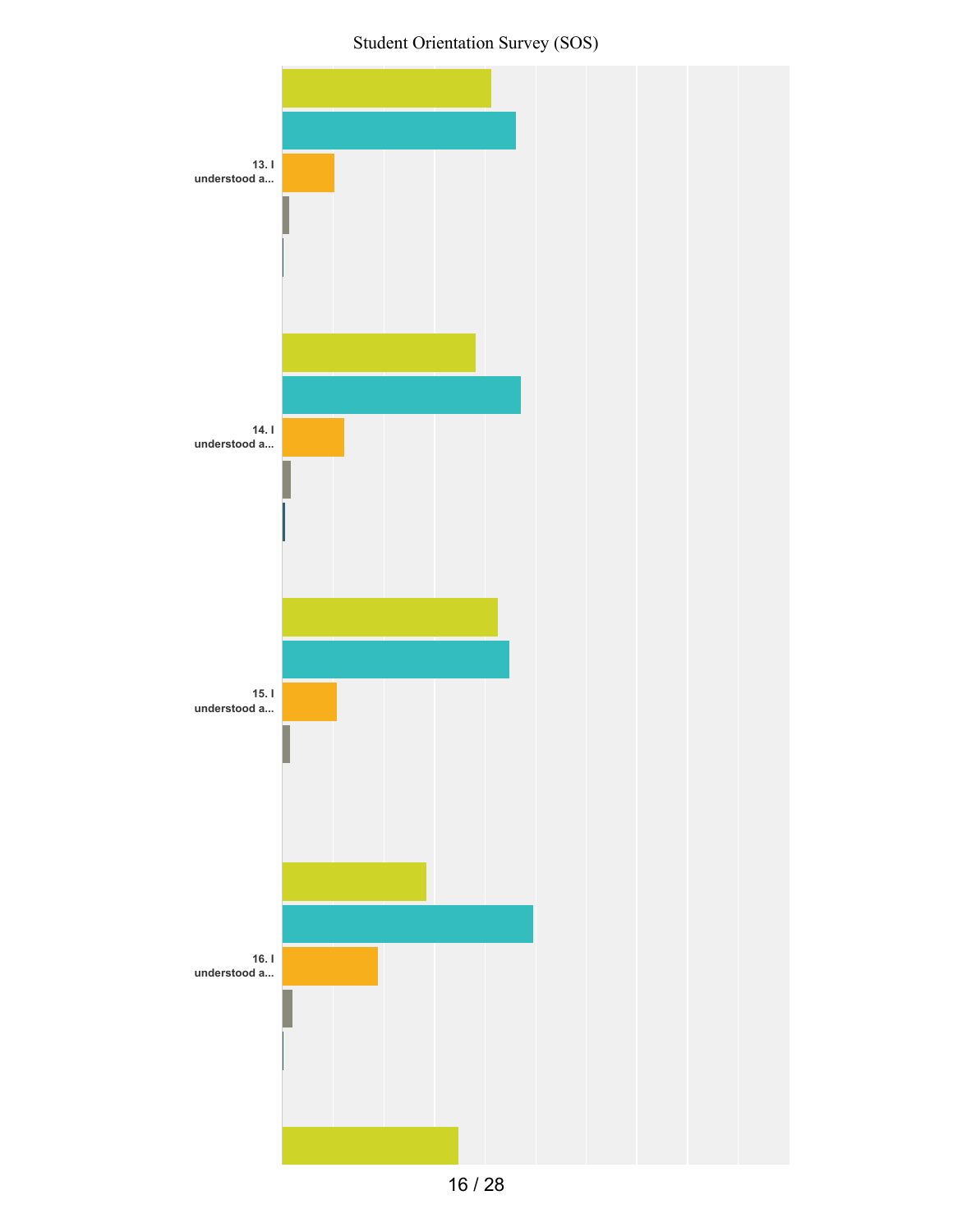Student Orientation Survey (SOS)

13. I understood a...

14. I understood a...

15. I understood a...

16. I understood a...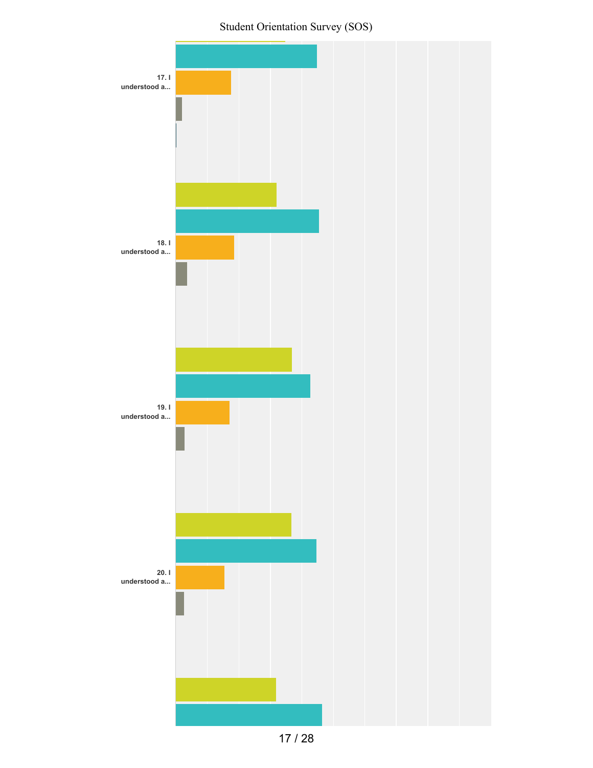17. I understood a...

18. I understood a...

19. I understood a...

20. I understood a...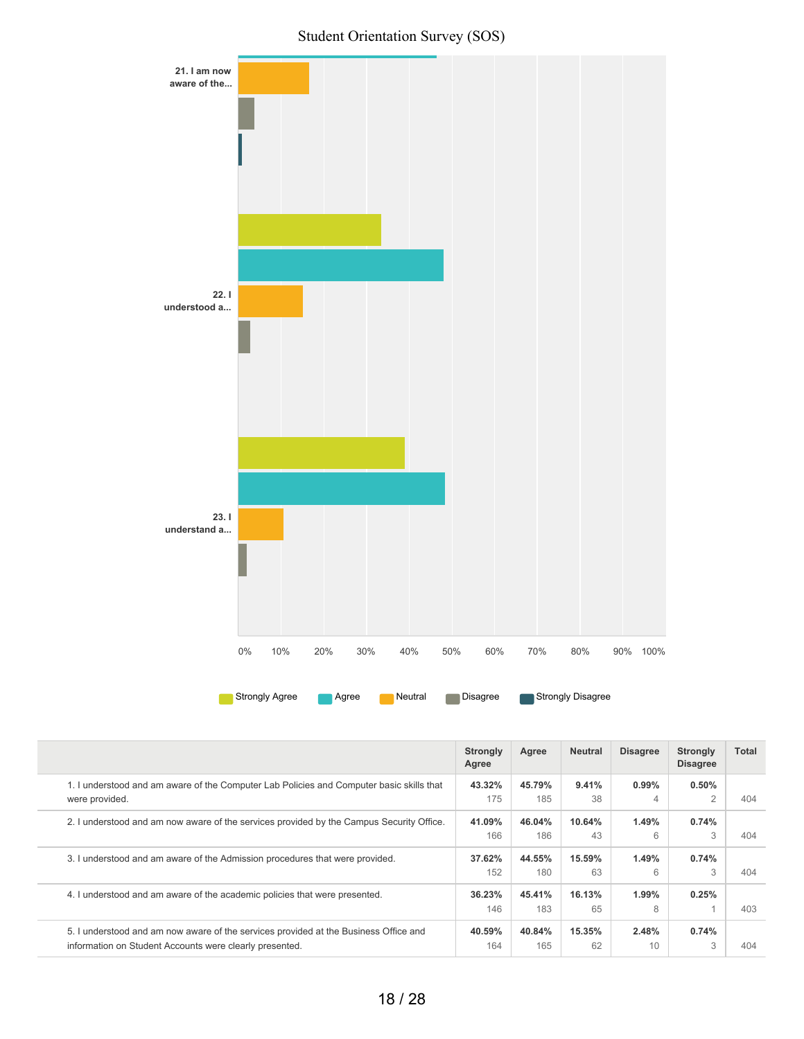Student Orientation Survey (SOS)

21. I am now aware of the...

22. I understood a...

23. I understand a...

0% 10% 20% 30% 40% 50% 60% 70% 80% 90% 100%

Strongly Agree | Agree | Neutral | Disagree | Strongly Disagree

| | Strongly Agree | Agree | Neutral | Disagree | Strongly Disagree | Total |
|---|---|---|---|---|---|---|
| 1. I understood and am aware of the Computer Lab Policies and Computer basic skills that were provided. | **43.32%** 175 | **45.79%** 185 | **9.41%** 38 | **0.99%** 4 | **0.50%** 2 | 404 |
| 2. I understood and am now aware of the services provided by the Campus Security Office. | **41.09%** 166 | **46.04%** 186 | **10.64%** 43 | **1.49%** 6 | **0.74%** 3 | 404 |
| 3. I understood and am aware of the Admission procedures that were provided. | **37.62%** 152 | **44.55%** 180 | **15.59%** 63 | **1.49%** 6 | **0.74%** 3 | 404 |
| 4. I understood and am aware of the academic policies that were presented. | **36.23%** 146 | **45.41%** 183 | **16.13%** 65 | **1.99%** 8 | **0.25%** 1 | 403 |
| 5. I understood and am now aware of the services provided at the Business Office and information on Student Accounts were clearly presented. | **40.59%** 164 | **40.84%** 165 | **15.35%** 62 | **2.48%** 10 | **0.74%** 3 | 404 |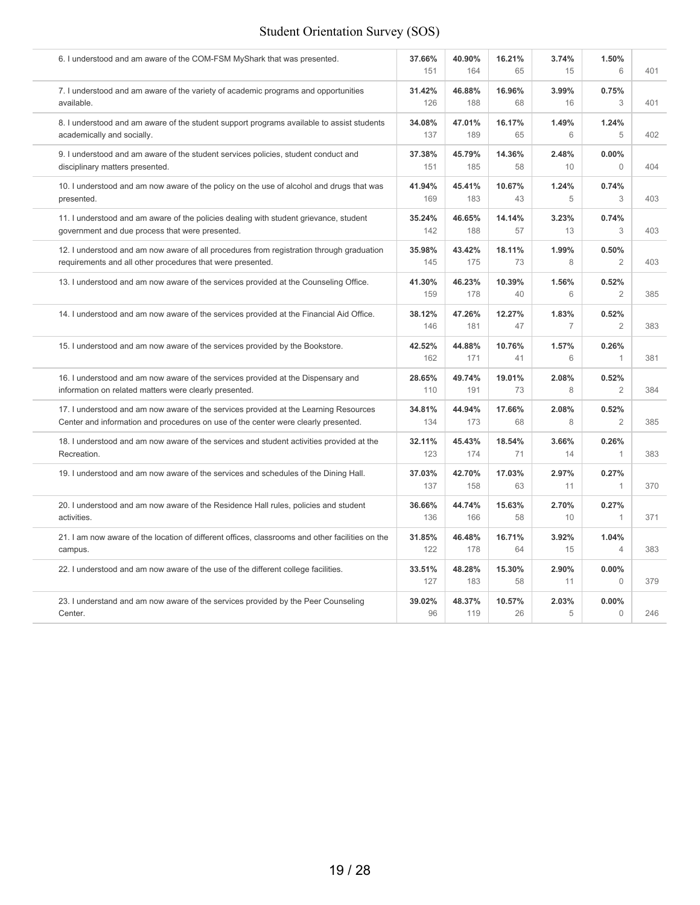| | | | | | | |
|---|---|---|---|---|---|---|
| 6. I understood and am aware of the COM-FSM MyShark that was presented. | **37.66%** 151 | **40.90%** 164 | **16.21%** 65 | **3.74%** 15 | **1.50%** 6 | 401 |
| 7. I understood and am aware of the variety of academic programs and opportunities available. | **31.42%** 126 | **46.88%** 188 | **16.96%** 68 | **3.99%** 16 | **0.75%** 3 | 401 |
| 8. I understood and am aware of the student support programs available to assist students academically and socially. | **34.08%** 137 | **47.01%** 189 | **16.17%** 65 | **1.49%** 6 | **1.24%** 5 | 402 |
| 9. I understood and am aware of the student services policies, student conduct and disciplinary matters presented. | **37.38%** 151 | **45.79%** 185 | **14.36%** 58 | **2.48%** 10 | **0.00%** 0 | 404 |
| 10. I understood and am now aware of the policy on the use of alcohol and drugs that was presented. | **41.94%** 169 | **45.41%** 183 | **10.67%** 43 | **1.24%** 5 | **0.74%** 3 | 403 |
| 11. I understood and am aware of the policies dealing with student grievance, student government and due process that were presented. | **35.24%** 142 | **46.65%** 188 | **14.14%** 57 | **3.23%** 13 | **0.74%** 3 | 403 |
| 12. I understood and am now aware of all procedures from registration through graduation requirements and all other procedures that were presented. | **35.98%** 145 | **43.42%** 175 | **18.11%** 73 | **1.99%** 8 | **0.50%** 2 | 403 |
| 13. I understood and am now aware of the services provided at the Counseling Office. | **41.30%** 159 | **46.23%** 178 | **10.39%** 40 | **1.56%** 6 | **0.52%** 2 | 385 |
| 14. I understood and am now aware of the services provided at the Financial Aid Office. | **38.12%** 146 | **47.26%** 181 | **12.27%** 47 | **1.83%** 7 | **0.52%** 2 | 383 |
| 15. I understood and am now aware of the services provided by the Bookstore. | **42.52%** 162 | **44.88%** 171 | **10.76%** 41 | **1.57%** 6 | **0.26%** 1 | 381 |
| 16. I understood and am now aware of the services provided at the Dispensary and information on related matters were clearly presented. | **28.65%** 110 | **49.74%** 191 | **19.01%** 73 | **2.08%** 8 | **0.52%** 2 | 384 |
| 17. I understood and am now aware of the services provided at the Learning Resources Center and information and procedures on use of the center were clearly presented. | **34.81%** 134 | **44.94%** 173 | **17.66%** 68 | **2.08%** 8 | **0.52%** 2 | 385 |
| 18. I understood and am now aware of the services and student activities provided at the Recreation. | **32.11%** 123 | **45.43%** 174 | **18.54%** 71 | **3.66%** 14 | **0.26%** 1 | 383 |
| 19. I understood and am now aware of the services and schedules of the Dining Hall. | **37.03%** 137 | **42.70%** 158 | **17.03%** 63 | **2.97%** 11 | **0.27%** 1 | 370 |
| 20. I understood and am now aware of the Residence Hall rules, policies and student activities. | **36.66%** 136 | **44.74%** 166 | **15.63%** 58 | **2.70%** 10 | **0.27%** 1 | 371 |
| 21. I am now aware of the location of different offices, classrooms and other facilities on the campus. | **31.85%** 122 | **46.48%** 178 | **16.71%** 64 | **3.92%** 15 | **1.04%** 4 | 383 |
| 22. I understood and am now aware of the use of the different college facilities. | **33.51%** 127 | **48.28%** 183 | **15.30%** 58 | **2.90%** 11 | **0.00%** 0 | 379 |
| 23. I understand and am now aware of the services provided by the Peer Counseling Center. | **39.02%** 96 | **48.37%** 119 | **10.57%** 26 | **2.03%** 5 | **0.00%** 0 | 246 |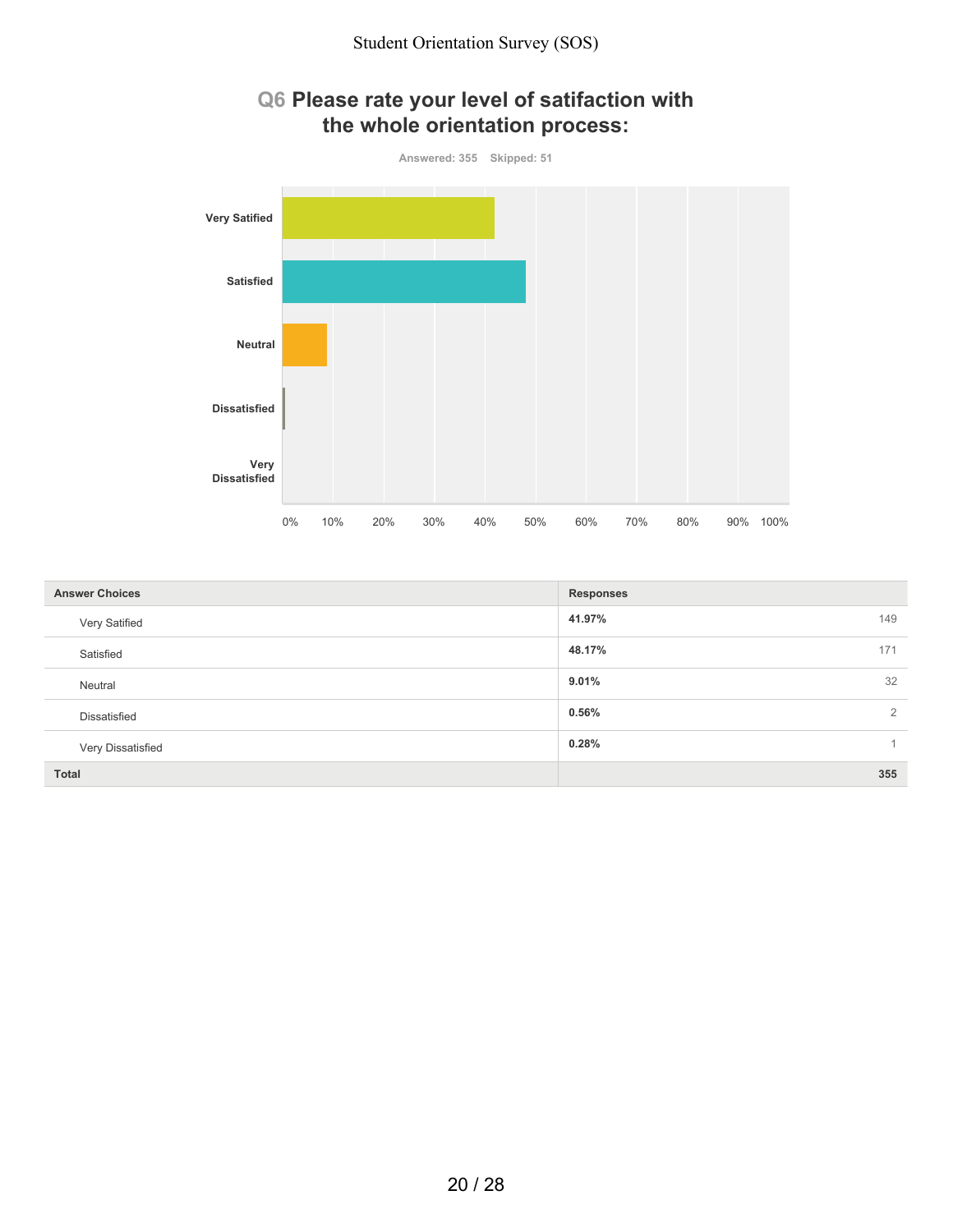## Q6 Please rate your level of satifaction with the whole orientation process:

Answered: 355 Skipped: 51

| Answer Choices | Responses | |
|---|---|---|
| Very Satified | 41.97% | 149 |
| Satisfied | 48.17% | 171 |
| Neutral | 9.01% | 32 |
| Dissatisfied | 0.56% | 2 |
| Very Dissatisfied | 0.28% | 1 |
| **Total** | | **355** |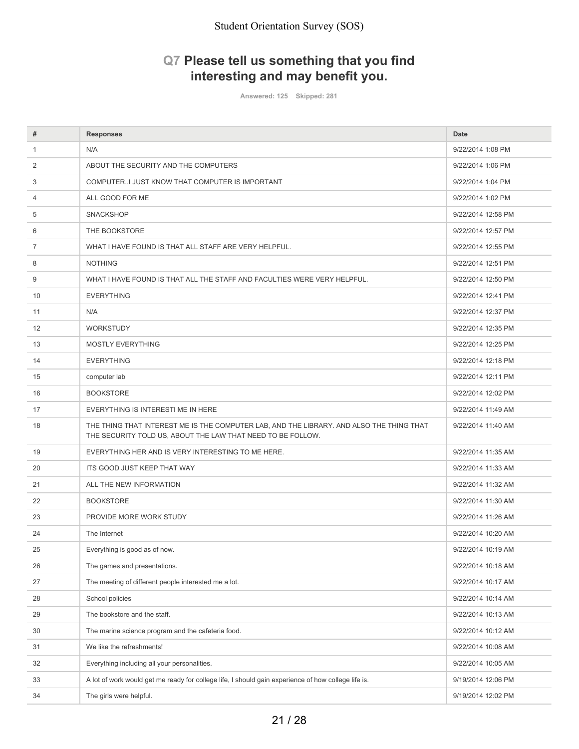## Q7 Please tell us something that you find interesting and may benefit you.

Answered: 125 Skipped: 281

| # | Responses | Date |
|---|---|---|
| 1 | N/A | 9/22/2014 1:08 PM |
| 2 | ABOUT THE SECURITY AND THE COMPUTERS | 9/22/2014 1:06 PM |
| 3 | COMPUTER..I JUST KNOW THAT COMPUTER IS IMPORTANT | 9/22/2014 1:04 PM |
| 4 | ALL GOOD FOR ME | 9/22/2014 1:02 PM |
| 5 | SNACKSHOP | 9/22/2014 12:58 PM |
| 6 | THE BOOKSTORE | 9/22/2014 12:57 PM |
| 7 | WHAT I HAVE FOUND IS THAT ALL STAFF ARE VERY HELPFUL. | 9/22/2014 12:55 PM |
| 8 | NOTHING | 9/22/2014 12:51 PM |
| 9 | WHAT I HAVE FOUND IS THAT ALL THE STAFF AND FACULTIES WERE VERY HELPFUL. | 9/22/2014 12:50 PM |
| 10 | EVERYTHING | 9/22/2014 12:41 PM |
| 11 | N/A | 9/22/2014 12:37 PM |
| 12 | WORKSTUDY | 9/22/2014 12:35 PM |
| 13 | MOSTLY EVERYTHING | 9/22/2014 12:25 PM |
| 14 | EVERYTHING | 9/22/2014 12:18 PM |
| 15 | computer lab | 9/22/2014 12:11 PM |
| 16 | BOOKSTORE | 9/22/2014 12:02 PM |
| 17 | EVERYTHING IS INTERESTI ME IN HERE | 9/22/2014 11:49 AM |
| 18 | THE THING THAT INTEREST ME IS THE COMPUTER LAB, AND THE LIBRARY. AND ALSO THE THING THAT THE SECURITY TOLD US, ABOUT THE LAW THAT NEED TO BE FOLLOW. | 9/22/2014 11:40 AM |
| 19 | EVERYTHING HER AND IS VERY INTERESTING TO ME HERE. | 9/22/2014 11:35 AM |
| 20 | ITS GOOD JUST KEEP THAT WAY | 9/22/2014 11:33 AM |
| 21 | ALL THE NEW INFORMATION | 9/22/2014 11:32 AM |
| 22 | BOOKSTORE | 9/22/2014 11:30 AM |
| 23 | PROVIDE MORE WORK STUDY | 9/22/2014 11:26 AM |
| 24 | The Internet | 9/22/2014 10:20 AM |
| 25 | Everything is good as of now. | 9/22/2014 10:19 AM |
| 26 | The games and presentations. | 9/22/2014 10:18 AM |
| 27 | The meeting of different people interested me a lot. | 9/22/2014 10:17 AM |
| 28 | School policies | 9/22/2014 10:14 AM |
| 29 | The bookstore and the staff. | 9/22/2014 10:13 AM |
| 30 | The marine science program and the cafeteria food. | 9/22/2014 10:12 AM |
| 31 | We like the refreshments! | 9/22/2014 10:08 AM |
| 32 | Everything including all your personalities. | 9/22/2014 10:05 AM |
| 33 | A lot of work would get me ready for college life, I should gain experience of how college life is. | 9/19/2014 12:06 PM |
| 34 | The girls were helpful. | 9/19/2014 12:02 PM |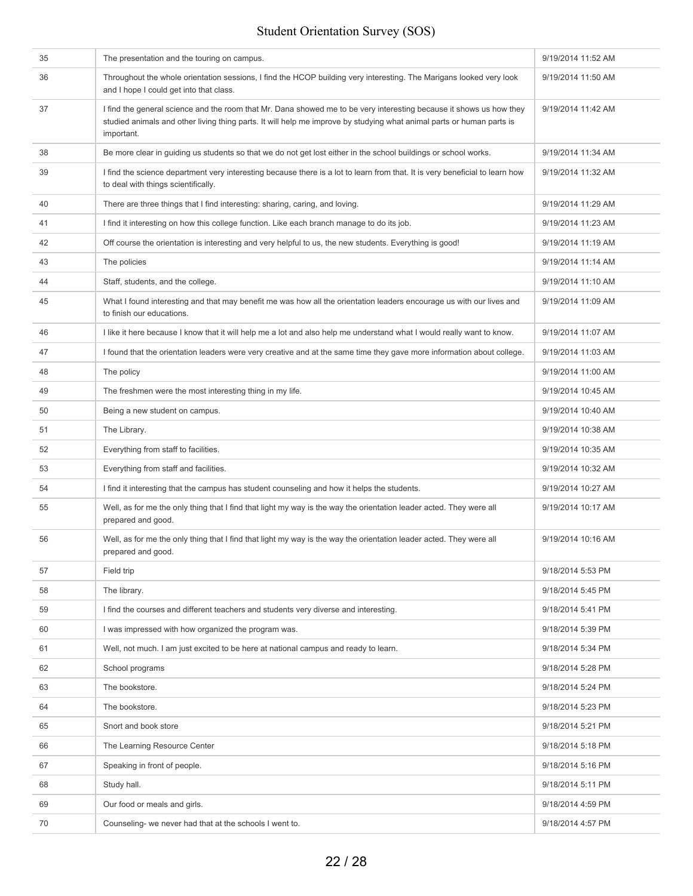| | | |
|---|---|---|
| 35 | The presentation and the touring on campus. | 9/19/2014 11:52 AM |
| 36 | Throughout the whole orientation sessions, I find the HCOP building very interesting. The Marigans looked very look and I hope I could get into that class. | 9/19/2014 11:50 AM |
| 37 | I find the general science and the room that Mr. Dana showed me to be very interesting because it shows us how they studied animals and other living thing parts. It will help me improve by studying what animal parts or human parts is important. | 9/19/2014 11:42 AM |
| 38 | Be more clear in guiding us students so that we do not get lost either in the school buildings or school works. | 9/19/2014 11:34 AM |
| 39 | I find the science department very interesting because there is a lot to learn from that. It is very beneficial to learn how to deal with things scientifically. | 9/19/2014 11:32 AM |
| 40 | There are three things that I find interesting: sharing, caring, and loving. | 9/19/2014 11:29 AM |
| 41 | I find it interesting on how this college function. Like each branch manage to do its job. | 9/19/2014 11:23 AM |
| 42 | Off course the orientation is interesting and very helpful to us, the new students. Everything is good! | 9/19/2014 11:19 AM |
| 43 | The policies | 9/19/2014 11:14 AM |
| 44 | Staff, students, and the college. | 9/19/2014 11:10 AM |
| 45 | What I found interesting and that may benefit me was how all the orientation leaders encourage us with our lives and to finish our educations. | 9/19/2014 11:09 AM |
| 46 | I like it here because I know that it will help me a lot and also help me understand what I would really want to know. | 9/19/2014 11:07 AM |
| 47 | I found that the orientation leaders were very creative and at the same time they gave more information about college. | 9/19/2014 11:03 AM |
| 48 | The policy | 9/19/2014 11:00 AM |
| 49 | The freshmen were the most interesting thing in my life. | 9/19/2014 10:45 AM |
| 50 | Being a new student on campus. | 9/19/2014 10:40 AM |
| 51 | The Library. | 9/19/2014 10:38 AM |
| 52 | Everything from staff to facilities. | 9/19/2014 10:35 AM |
| 53 | Everything from staff and facilities. | 9/19/2014 10:32 AM |
| 54 | I find it interesting that the campus has student counseling and how it helps the students. | 9/19/2014 10:27 AM |
| 55 | Well, as for me the only thing that I find that light my way is the way the orientation leader acted. They were all prepared and good. | 9/19/2014 10:17 AM |
| 56 | Well, as for me the only thing that I find that light my way is the way the orientation leader acted. They were all prepared and good. | 9/19/2014 10:16 AM |
| 57 | Field trip | 9/18/2014 5:53 PM |
| 58 | The library. | 9/18/2014 5:45 PM |
| 59 | I find the courses and different teachers and students very diverse and interesting. | 9/18/2014 5:41 PM |
| 60 | I was impressed with how organized the program was. | 9/18/2014 5:39 PM |
| 61 | Well, not much. I am just excited to be here at national campus and ready to learn. | 9/18/2014 5:34 PM |
| 62 | School programs | 9/18/2014 5:28 PM |
| 63 | The bookstore. | 9/18/2014 5:24 PM |
| 64 | The bookstore. | 9/18/2014 5:23 PM |
| 65 | Snort and book store | 9/18/2014 5:21 PM |
| 66 | The Learning Resource Center | 9/18/2014 5:18 PM |
| 67 | Speaking in front of people. | 9/18/2014 5:16 PM |
| 68 | Study hall. | 9/18/2014 5:11 PM |
| 69 | Our food or meals and girls. | 9/18/2014 4:59 PM |
| 70 | Counseling- we never had that at the schools I went to. | 9/18/2014 4:57 PM |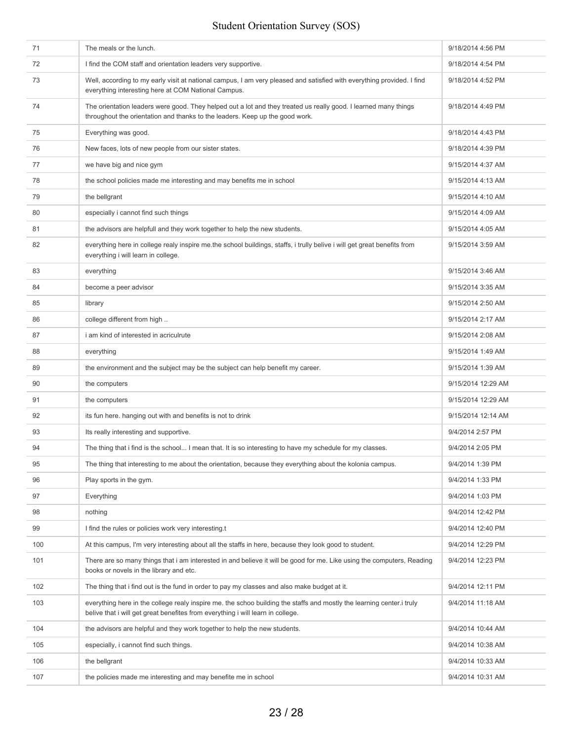| | | |
|---|---|---|
| 71 | The meals or the lunch. | 9/18/2014 4:56 PM |
| 72 | I find the COM staff and orientation leaders very supportive. | 9/18/2014 4:54 PM |
| 73 | Well, according to my early visit at national campus, I am very pleased and satisfied with everything provided. I find everything interesting here at COM National Campus. | 9/18/2014 4:52 PM |
| 74 | The orientation leaders were good. They helped out a lot and they treated us really good. I learned many things throughout the orientation and thanks to the leaders. Keep up the good work. | 9/18/2014 4:49 PM |
| 75 | Everything was good. | 9/18/2014 4:43 PM |
| 76 | New faces, lots of new people from our sister states. | 9/18/2014 4:39 PM |
| 77 | we have big and nice gym | 9/15/2014 4:37 AM |
| 78 | the school policies made me interesting and may benefits me in school | 9/15/2014 4:13 AM |
| 79 | the bellgrant | 9/15/2014 4:10 AM |
| 80 | especially i cannot find such things | 9/15/2014 4:09 AM |
| 81 | the advisors are helpfull and they work together to help the new students. | 9/15/2014 4:05 AM |
| 82 | everything here in college realy inspire me.the school buildings, staffs, i trully belive i will get great benefits from everything i will learn in college. | 9/15/2014 3:59 AM |
| 83 | everything | 9/15/2014 3:46 AM |
| 84 | become a peer advisor | 9/15/2014 3:35 AM |
| 85 | library | 9/15/2014 2:50 AM |
| 86 | college different from high .. | 9/15/2014 2:17 AM |
| 87 | i am kind of interested in acriculrute | 9/15/2014 2:08 AM |
| 88 | everything | 9/15/2014 1:49 AM |
| 89 | the environment and the subject may be the subject can help benefit my career. | 9/15/2014 1:39 AM |
| 90 | the computers | 9/15/2014 12:29 AM |
| 91 | the computers | 9/15/2014 12:29 AM |
| 92 | its fun here. hanging out with and benefits is not to drink | 9/15/2014 12:14 AM |
| 93 | Its really interesting and supportive. | 9/4/2014 2:57 PM |
| 94 | The thing that i find is the school... I mean that. It is so interesting to have my schedule for my classes. | 9/4/2014 2:05 PM |
| 95 | The thing that interesting to me about the orientation, because they everything about the kolonia campus. | 9/4/2014 1:39 PM |
| 96 | Play sports in the gym. | 9/4/2014 1:33 PM |
| 97 | Everything | 9/4/2014 1:03 PM |
| 98 | nothing | 9/4/2014 12:42 PM |
| 99 | I find the rules or policies work very interesting.t | 9/4/2014 12:40 PM |
| 100 | At this campus, I'm very interesting about all the staffs in here, because they look good to student. | 9/4/2014 12:29 PM |
| 101 | There are so many things that i am interested in and believe it will be good for me. Like using the computers, Reading books or novels in the library and etc. | 9/4/2014 12:23 PM |
| 102 | The thing that i find out is the fund in order to pay my classes and also make budget at it. | 9/4/2014 12:11 PM |
| 103 | everything here in the college realy inspire me. the schoo building the staffs and mostly the learning center.i truly belive that i will get great benefites from everything i will learn in college. | 9/4/2014 11:18 AM |
| 104 | the advisors are helpful and they work together to help the new students. | 9/4/2014 10:44 AM |
| 105 | especially, i cannot find such things. | 9/4/2014 10:38 AM |
| 106 | the bellgrant | 9/4/2014 10:33 AM |
| 107 | the policies made me interesting and may benefite me in school | 9/4/2014 10:31 AM |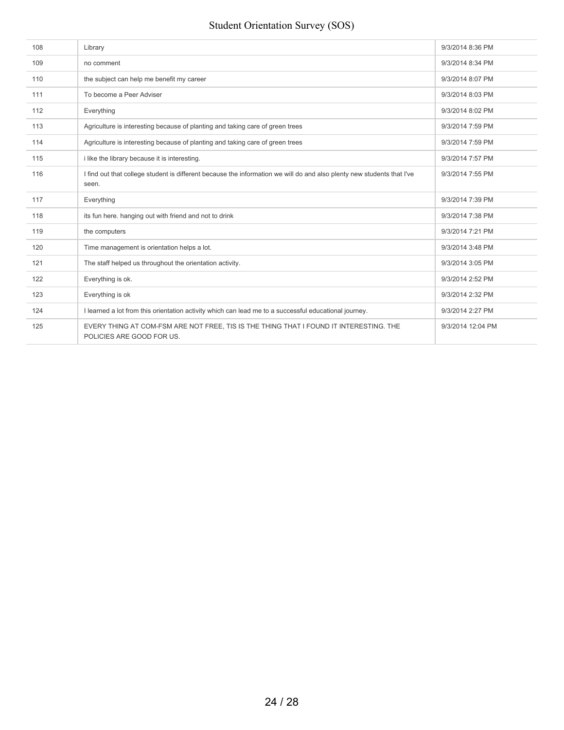| | | |
|---|---|---|
| 108 | Library | 9/3/2014 8:36 PM |
| 109 | no comment | 9/3/2014 8:34 PM |
| 110 | the subject can help me benefit my career | 9/3/2014 8:07 PM |
| 111 | To become a Peer Adviser | 9/3/2014 8:03 PM |
| 112 | Everything | 9/3/2014 8:02 PM |
| 113 | Agriculture is interesting because of planting and taking care of green trees | 9/3/2014 7:59 PM |
| 114 | Agriculture is interesting because of planting and taking care of green trees | 9/3/2014 7:59 PM |
| 115 | i like the library because it is interesting. | 9/3/2014 7:57 PM |
| 116 | I find out that college student is different because the information we will do and also plenty new students that I've seen. | 9/3/2014 7:55 PM |
| 117 | Everything | 9/3/2014 7:39 PM |
| 118 | its fun here. hanging out with friend and not to drink | 9/3/2014 7:38 PM |
| 119 | the computers | 9/3/2014 7:21 PM |
| 120 | Time management is orientation helps a lot. | 9/3/2014 3:48 PM |
| 121 | The staff helped us throughout the orientation activity. | 9/3/2014 3:05 PM |
| 122 | Everything is ok. | 9/3/2014 2:52 PM |
| 123 | Everything is ok | 9/3/2014 2:32 PM |
| 124 | I learned a lot from this orientation activity which can lead me to a successful educational journey. | 9/3/2014 2:27 PM |
| 125 | EVERY THING AT COM-FSM ARE NOT FREE, TIS IS THE THING THAT I FOUND IT INTERESTING. THE POLICIES ARE GOOD FOR US. | 9/3/2014 12:04 PM |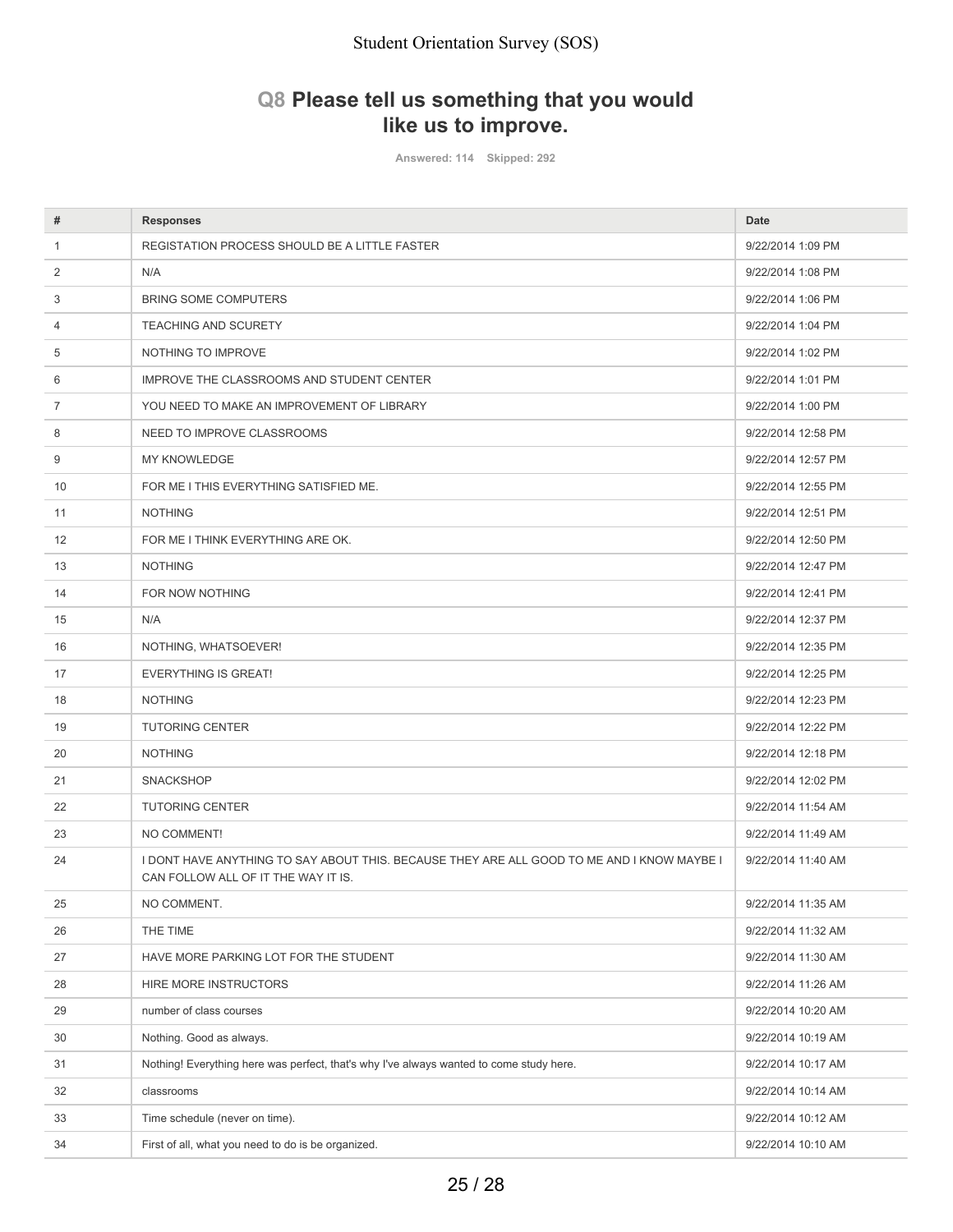Student Orientation Survey (SOS)

## Q8 Please tell us something that you would like us to improve.

Answered: 114 Skipped: 292

| # | Responses | Date |
|---|---|---|
| 1 | REGISTATION PROCESS SHOULD BE A LITTLE FASTER | 9/22/2014 1:09 PM |
| 2 | N/A | 9/22/2014 1:08 PM |
| 3 | BRING SOME COMPUTERS | 9/22/2014 1:06 PM |
| 4 | TEACHING AND SCURETY | 9/22/2014 1:04 PM |
| 5 | NOTHING TO IMPROVE | 9/22/2014 1:02 PM |
| 6 | IMPROVE THE CLASSROOMS AND STUDENT CENTER | 9/22/2014 1:01 PM |
| 7 | YOU NEED TO MAKE AN IMPROVEMENT OF LIBRARY | 9/22/2014 1:00 PM |
| 8 | NEED TO IMPROVE CLASSROOMS | 9/22/2014 12:58 PM |
| 9 | MY KNOWLEDGE | 9/22/2014 12:57 PM |
| 10 | FOR ME I THIS EVERYTHING SATISFIED ME. | 9/22/2014 12:55 PM |
| 11 | NOTHING | 9/22/2014 12:51 PM |
| 12 | FOR ME I THINK EVERYTHING ARE OK. | 9/22/2014 12:50 PM |
| 13 | NOTHING | 9/22/2014 12:47 PM |
| 14 | FOR NOW NOTHING | 9/22/2014 12:41 PM |
| 15 | N/A | 9/22/2014 12:37 PM |
| 16 | NOTHING, WHATSOEVER! | 9/22/2014 12:35 PM |
| 17 | EVERYTHING IS GREAT! | 9/22/2014 12:25 PM |
| 18 | NOTHING | 9/22/2014 12:23 PM |
| 19 | TUTORING CENTER | 9/22/2014 12:22 PM |
| 20 | NOTHING | 9/22/2014 12:18 PM |
| 21 | SNACKSHOP | 9/22/2014 12:02 PM |
| 22 | TUTORING CENTER | 9/22/2014 11:54 AM |
| 23 | NO COMMENT! | 9/22/2014 11:49 AM |
| 24 | I DONT HAVE ANYTHING TO SAY ABOUT THIS. BECAUSE THEY ARE ALL GOOD TO ME AND I KNOW MAYBE I CAN FOLLOW ALL OF IT THE WAY IT IS. | 9/22/2014 11:40 AM |
| 25 | NO COMMENT. | 9/22/2014 11:35 AM |
| 26 | THE TIME | 9/22/2014 11:32 AM |
| 27 | HAVE MORE PARKING LOT FOR THE STUDENT | 9/22/2014 11:30 AM |
| 28 | HIRE MORE INSTRUCTORS | 9/22/2014 11:26 AM |
| 29 | number of class courses | 9/22/2014 10:20 AM |
| 30 | Nothing. Good as always. | 9/22/2014 10:19 AM |
| 31 | Nothing! Everything here was perfect, that's why I've always wanted to come study here. | 9/22/2014 10:17 AM |
| 32 | classrooms | 9/22/2014 10:14 AM |
| 33 | Time schedule (never on time). | 9/22/2014 10:12 AM |
| 34 | First of all, what you need to do is be organized. | 9/22/2014 10:10 AM |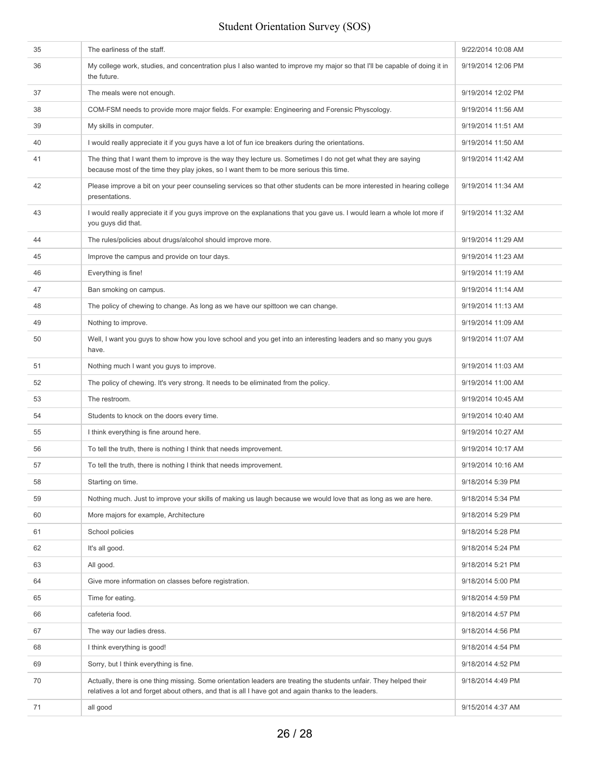| | | |
|---|---|---|
| 35 | The earliness of the staff. | 9/22/2014 10:08 AM |
| 36 | My college work, studies, and concentration plus I also wanted to improve my major so that I'll be capable of doing it in the future. | 9/19/2014 12:06 PM |
| 37 | The meals were not enough. | 9/19/2014 12:02 PM |
| 38 | COM-FSM needs to provide more major fields. For example: Engineering and Forensic Physcology. | 9/19/2014 11:56 AM |
| 39 | My skills in computer. | 9/19/2014 11:51 AM |
| 40 | I would really appreciate it if you guys have a lot of fun ice breakers during the orientations. | 9/19/2014 11:50 AM |
| 41 | The thing that I want them to improve is the way they lecture us. Sometimes I do not get what they are saying because most of the time they play jokes, so I want them to be more serious this time. | 9/19/2014 11:42 AM |
| 42 | Please improve a bit on your peer counseling services so that other students can be more interested in hearing college presentations. | 9/19/2014 11:34 AM |
| 43 | I would really appreciate it if you guys improve on the explanations that you gave us. I would learn a whole lot more if you guys did that. | 9/19/2014 11:32 AM |
| 44 | The rules/policies about drugs/alcohol should improve more. | 9/19/2014 11:29 AM |
| 45 | Improve the campus and provide on tour days. | 9/19/2014 11:23 AM |
| 46 | Everything is fine! | 9/19/2014 11:19 AM |
| 47 | Ban smoking on campus. | 9/19/2014 11:14 AM |
| 48 | The policy of chewing to change. As long as we have our spittoon we can change. | 9/19/2014 11:13 AM |
| 49 | Nothing to improve. | 9/19/2014 11:09 AM |
| 50 | Well, I want you guys to show how you love school and you get into an interesting leaders and so many you guys have. | 9/19/2014 11:07 AM |
| 51 | Nothing much I want you guys to improve. | 9/19/2014 11:03 AM |
| 52 | The policy of chewing. It's very strong. It needs to be eliminated from the policy. | 9/19/2014 11:00 AM |
| 53 | The restroom. | 9/19/2014 10:45 AM |
| 54 | Students to knock on the doors every time. | 9/19/2014 10:40 AM |
| 55 | I think everything is fine around here. | 9/19/2014 10:27 AM |
| 56 | To tell the truth, there is nothing I think that needs improvement. | 9/19/2014 10:17 AM |
| 57 | To tell the truth, there is nothing I think that needs improvement. | 9/19/2014 10:16 AM |
| 58 | Starting on time. | 9/18/2014 5:39 PM |
| 59 | Nothing much. Just to improve your skills of making us laugh because we would love that as long as we are here. | 9/18/2014 5:34 PM |
| 60 | More majors for example, Architecture | 9/18/2014 5:29 PM |
| 61 | School policies | 9/18/2014 5:28 PM |
| 62 | It's all good. | 9/18/2014 5:24 PM |
| 63 | All good. | 9/18/2014 5:21 PM |
| 64 | Give more information on classes before registration. | 9/18/2014 5:00 PM |
| 65 | Time for eating. | 9/18/2014 4:59 PM |
| 66 | cafeteria food. | 9/18/2014 4:57 PM |
| 67 | The way our ladies dress. | 9/18/2014 4:56 PM |
| 68 | I think everything is good! | 9/18/2014 4:54 PM |
| 69 | Sorry, but I think everything is fine. | 9/18/2014 4:52 PM |
| 70 | Actually, there is one thing missing. Some orientation leaders are treating the students unfair. They helped their relatives a lot and forget about others, and that is all I have got and again thanks to the leaders. | 9/18/2014 4:49 PM |
| 71 | all good | 9/15/2014 4:37 AM |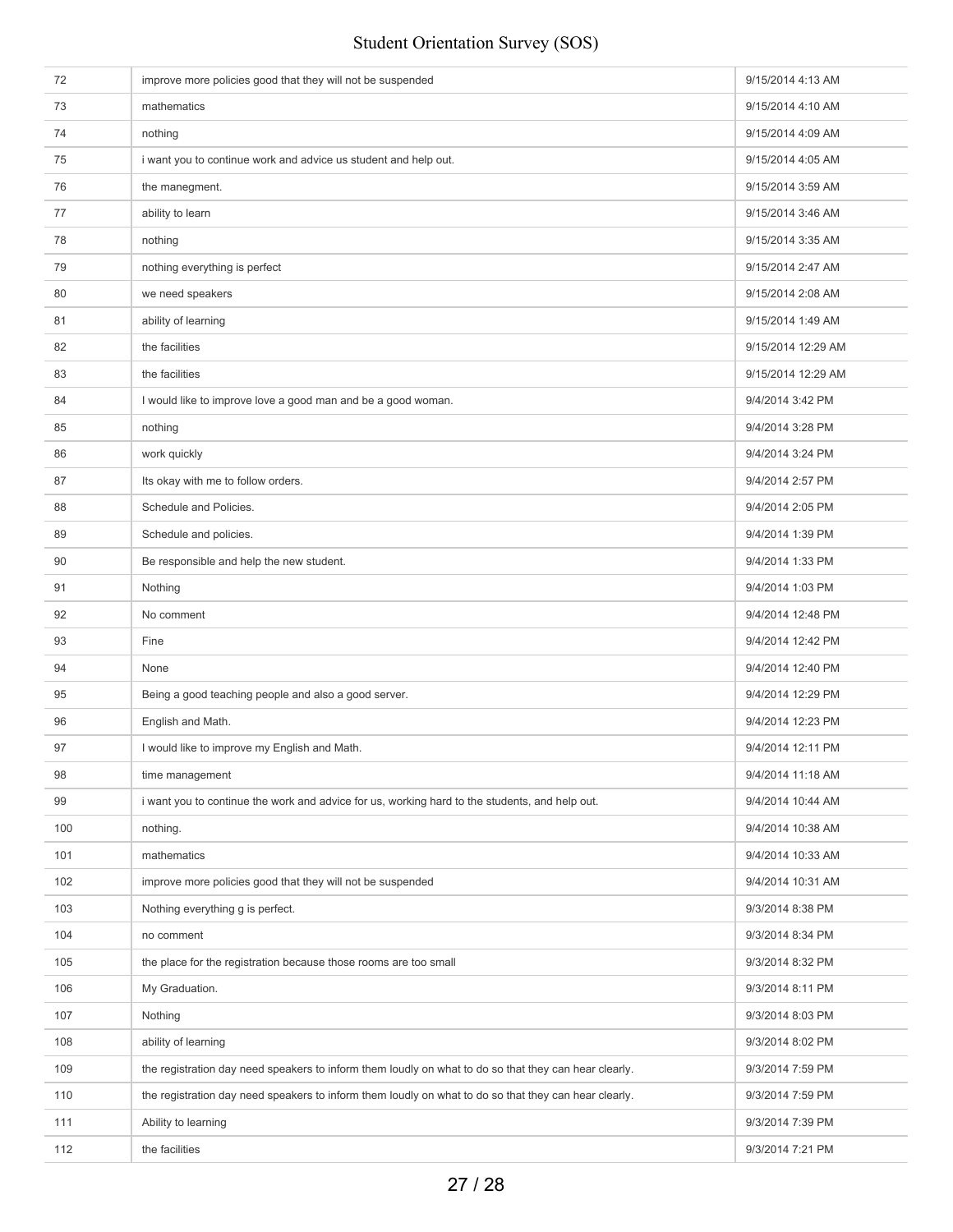| | | |
|---|---|---|
| 72 | improve more policies good that they will not be suspended | 9/15/2014 4:13 AM |
| 73 | mathematics | 9/15/2014 4:10 AM |
| 74 | nothing | 9/15/2014 4:09 AM |
| 75 | i want you to continue work and advice us student and help out. | 9/15/2014 4:05 AM |
| 76 | the manegment. | 9/15/2014 3:59 AM |
| 77 | ability to learn | 9/15/2014 3:46 AM |
| 78 | nothing | 9/15/2014 3:35 AM |
| 79 | nothing everything is perfect | 9/15/2014 2:47 AM |
| 80 | we need speakers | 9/15/2014 2:08 AM |
| 81 | ability of learning | 9/15/2014 1:49 AM |
| 82 | the facilities | 9/15/2014 12:29 AM |
| 83 | the facilities | 9/15/2014 12:29 AM |
| 84 | I would like to improve love a good man and be a good woman. | 9/4/2014 3:42 PM |
| 85 | nothing | 9/4/2014 3:28 PM |
| 86 | work quickly | 9/4/2014 3:24 PM |
| 87 | Its okay with me to follow orders. | 9/4/2014 2:57 PM |
| 88 | Schedule and Policies. | 9/4/2014 2:05 PM |
| 89 | Schedule and policies. | 9/4/2014 1:39 PM |
| 90 | Be responsible and help the new student. | 9/4/2014 1:33 PM |
| 91 | Nothing | 9/4/2014 1:03 PM |
| 92 | No comment | 9/4/2014 12:48 PM |
| 93 | Fine | 9/4/2014 12:42 PM |
| 94 | None | 9/4/2014 12:40 PM |
| 95 | Being a good teaching people and also a good server. | 9/4/2014 12:29 PM |
| 96 | English and Math. | 9/4/2014 12:23 PM |
| 97 | I would like to improve my English and Math. | 9/4/2014 12:11 PM |
| 98 | time management | 9/4/2014 11:18 AM |
| 99 | i want you to continue the work and advice for us, working hard to the students, and help out. | 9/4/2014 10:44 AM |
| 100 | nothing. | 9/4/2014 10:38 AM |
| 101 | mathematics | 9/4/2014 10:33 AM |
| 102 | improve more policies good that they will not be suspended | 9/4/2014 10:31 AM |
| 103 | Nothing everything g is perfect. | 9/3/2014 8:38 PM |
| 104 | no comment | 9/3/2014 8:34 PM |
| 105 | the place for the registration because those rooms are too small | 9/3/2014 8:32 PM |
| 106 | My Graduation. | 9/3/2014 8:11 PM |
| 107 | Nothing | 9/3/2014 8:03 PM |
| 108 | ability of learning | 9/3/2014 8:02 PM |
| 109 | the registration day need speakers to inform them loudly on what to do so that they can hear clearly. | 9/3/2014 7:59 PM |
| 110 | the registration day need speakers to inform them loudly on what to do so that they can hear clearly. | 9/3/2014 7:59 PM |
| 111 | Ability to learning | 9/3/2014 7:39 PM |
| 112 | the facilities | 9/3/2014 7:21 PM |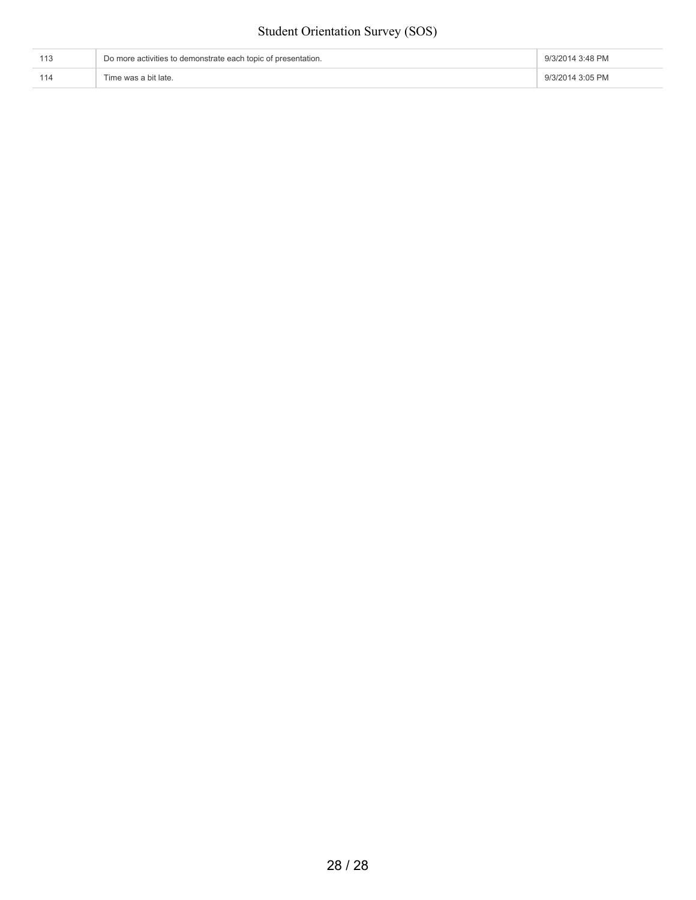| | | |
|---|---|---|
| 113 | Do more activities to demonstrate each topic of presentation. | 9/3/2014 3:48 PM |
| 114 | Time was a bit late. | 9/3/2014 3:05 PM |